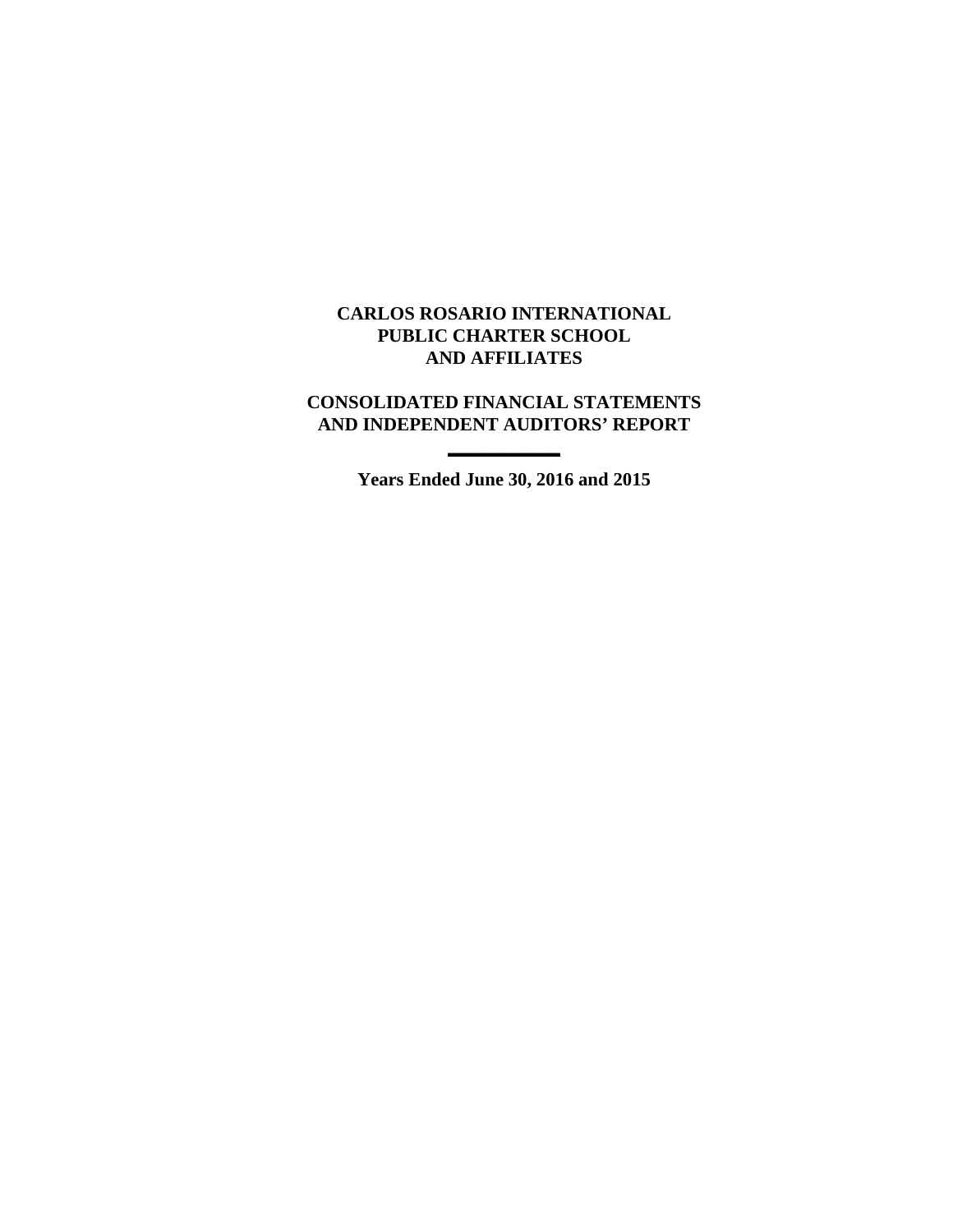# CARLOS ROSARIO INTERNATIONAL PUBLIC CHARTER SCHOOL AND AFFILIATES

## CONSOLIDATED FINANCIAL STATEMENTS AND INDEPENDENT AUDITORS' REPORT

---

**Years Ended June 30, 2016 and 2015**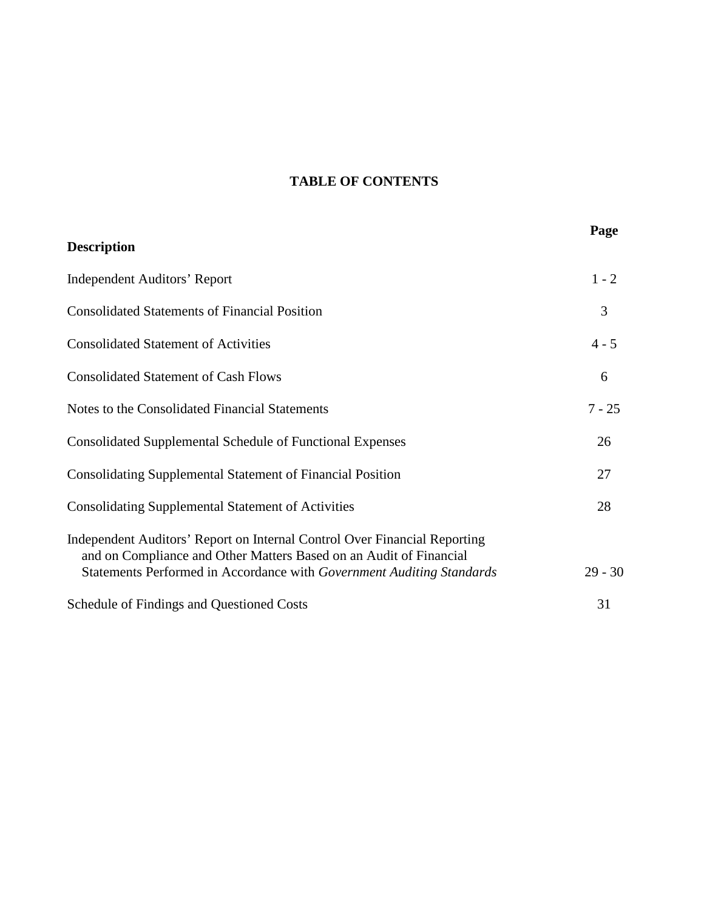# TABLE OF CONTENTS

| Description | Page |
|---|---|
| Independent Auditors' Report | 1 - 2 |
| Consolidated Statements of Financial Position | 3 |
| Consolidated Statement of Activities | 4 - 5 |
| Consolidated Statement of Cash Flows | 6 |
| Notes to the Consolidated Financial Statements | 7 - 25 |
| Consolidated Supplemental Schedule of Functional Expenses | 26 |
| Consolidating Supplemental Statement of Financial Position | 27 |
| Consolidating Supplemental Statement of Activities | 28 |
| Independent Auditors' Report on Internal Control Over Financial Reporting and on Compliance and Other Matters Based on an Audit of Financial Statements Performed in Accordance with *Government Auditing Standards* | 29 - 30 |
| Schedule of Findings and Questioned Costs | 31 |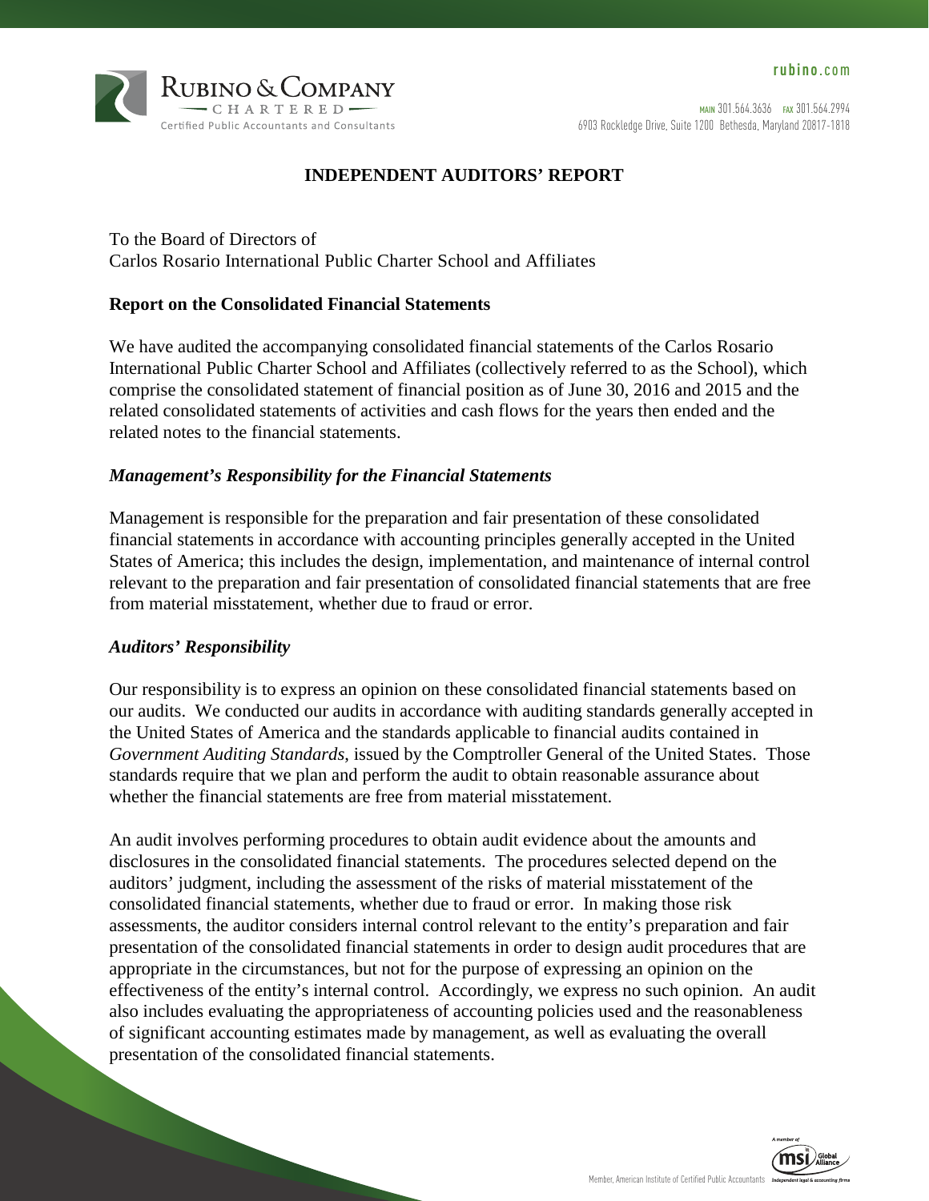# INDEPENDENT AUDITORS' REPORT

To the Board of Directors of
Carlos Rosario International Public Charter School and Affiliates

## Report on the Consolidated Financial Statements

We have audited the accompanying consolidated financial statements of the Carlos Rosario International Public Charter School and Affiliates (collectively referred to as the School), which comprise the consolidated statement of financial position as of June 30, 2016 and 2015 and the related consolidated statements of activities and cash flows for the years then ended and the related notes to the financial statements.

### *Management's Responsibility for the Financial Statements*

Management is responsible for the preparation and fair presentation of these consolidated financial statements in accordance with accounting principles generally accepted in the United States of America; this includes the design, implementation, and maintenance of internal control relevant to the preparation and fair presentation of consolidated financial statements that are free from material misstatement, whether due to fraud or error.

### *Auditors' Responsibility*

Our responsibility is to express an opinion on these consolidated financial statements based on our audits. We conducted our audits in accordance with auditing standards generally accepted in the United States of America and the standards applicable to financial audits contained in *Government Auditing Standards,* issued by the Comptroller General of the United States. Those standards require that we plan and perform the audit to obtain reasonable assurance about whether the financial statements are free from material misstatement.

An audit involves performing procedures to obtain audit evidence about the amounts and disclosures in the consolidated financial statements. The procedures selected depend on the auditors' judgment, including the assessment of the risks of material misstatement of the consolidated financial statements, whether due to fraud or error. In making those risk assessments, the auditor considers internal control relevant to the entity's preparation and fair presentation of the consolidated financial statements in order to design audit procedures that are appropriate in the circumstances, but not for the purpose of expressing an opinion on the effectiveness of the entity's internal control. Accordingly, we express no such opinion. An audit also includes evaluating the appropriateness of accounting policies used and the reasonableness of significant accounting estimates made by management, as well as evaluating the overall presentation of the consolidated financial statements.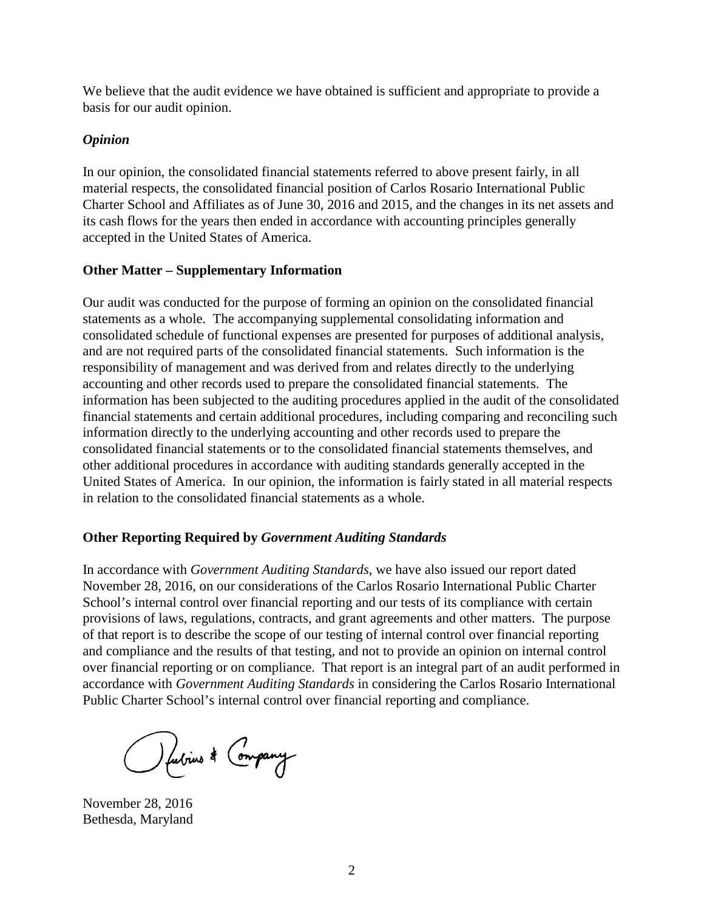We believe that the audit evidence we have obtained is sufficient and appropriate to provide a basis for our audit opinion.

### *Opinion*

In our opinion, the consolidated financial statements referred to above present fairly, in all material respects, the consolidated financial position of Carlos Rosario International Public Charter School and Affiliates as of June 30, 2016 and 2015, and the changes in its net assets and its cash flows for the years then ended in accordance with accounting principles generally accepted in the United States of America.

### Other Matter – Supplementary Information

Our audit was conducted for the purpose of forming an opinion on the consolidated financial statements as a whole. The accompanying supplemental consolidating information and consolidated schedule of functional expenses are presented for purposes of additional analysis, and are not required parts of the consolidated financial statements. Such information is the responsibility of management and was derived from and relates directly to the underlying accounting and other records used to prepare the consolidated financial statements. The information has been subjected to the auditing procedures applied in the audit of the consolidated financial statements and certain additional procedures, including comparing and reconciling such information directly to the underlying accounting and other records used to prepare the consolidated financial statements or to the consolidated financial statements themselves, and other additional procedures in accordance with auditing standards generally accepted in the United States of America. In our opinion, the information is fairly stated in all material respects in relation to the consolidated financial statements as a whole.

### Other Reporting Required by *Government Auditing Standards*

In accordance with *Government Auditing Standards*, we have also issued our report dated November 28, 2016, on our considerations of the Carlos Rosario International Public Charter School's internal control over financial reporting and our tests of its compliance with certain provisions of laws, regulations, contracts, and grant agreements and other matters. The purpose of that report is to describe the scope of our testing of internal control over financial reporting and compliance and the results of that testing, and not to provide an opinion on internal control over financial reporting or on compliance. That report is an integral part of an audit performed in accordance with *Government Auditing Standards* in considering the Carlos Rosario International Public Charter School's internal control over financial reporting and compliance.

Rubino & Company

November 28, 2016
Bethesda, Maryland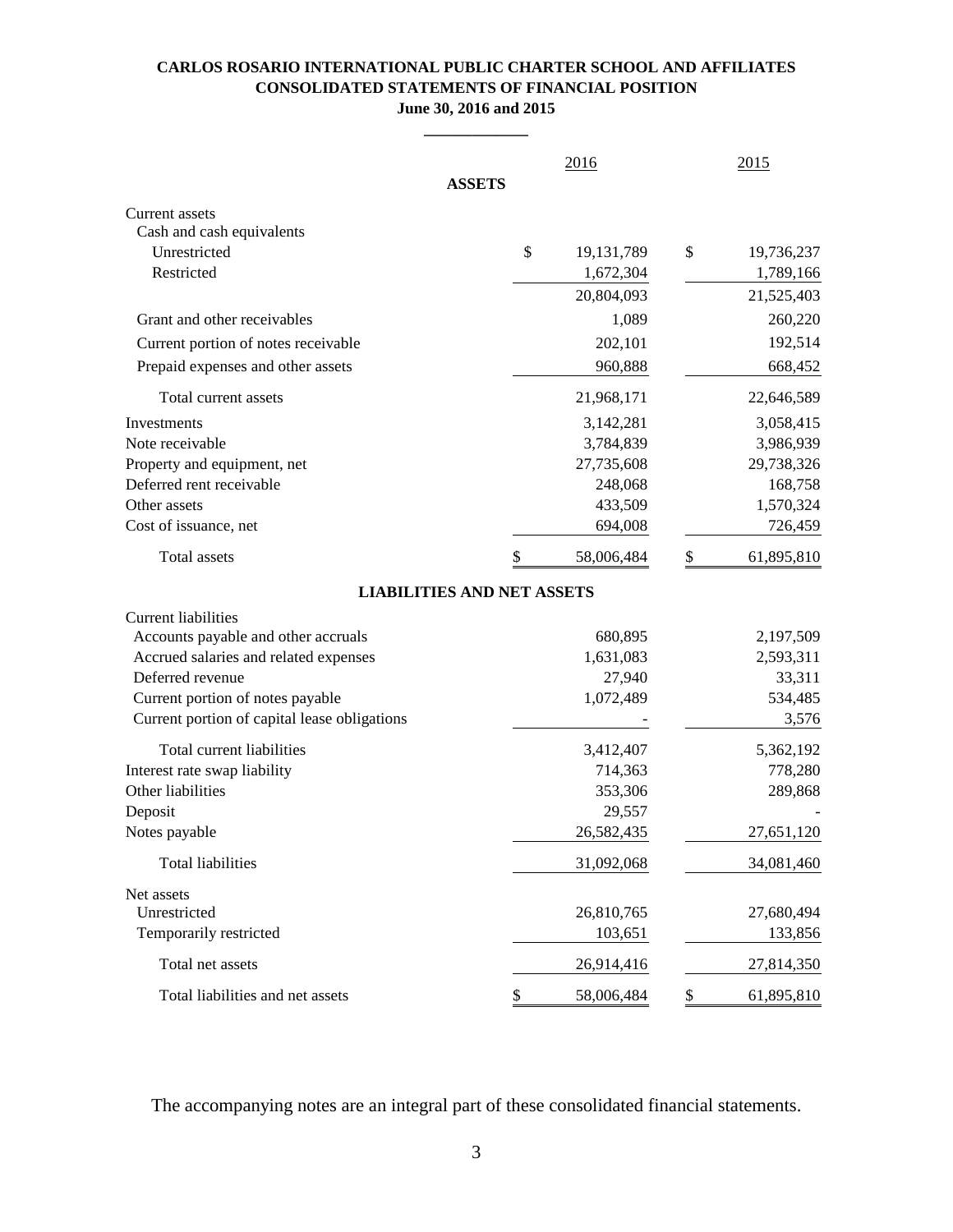**CARLOS ROSARIO INTERNATIONAL PUBLIC CHARTER SCHOOL AND AFFILIATES**
**CONSOLIDATED STATEMENTS OF FINANCIAL POSITION**
**June 30, 2016 and 2015**

| | 2016 | 2015 |
|---|---|---|
| **ASSETS** | | |
| Current assets | | |
| Cash and cash equivalents | | |
| Unrestricted | $ 19,131,789 | $ 19,736,237 |
| Restricted | 1,672,304 | 1,789,166 |
| | 20,804,093 | 21,525,403 |
| Grant and other receivables | 1,089 | 260,220 |
| Current portion of notes receivable | 202,101 | 192,514 |
| Prepaid expenses and other assets | 960,888 | 668,452 |
| Total current assets | 21,968,171 | 22,646,589 |
| Investments | 3,142,281 | 3,058,415 |
| Note receivable | 3,784,839 | 3,986,939 |
| Property and equipment, net | 27,735,608 | 29,738,326 |
| Deferred rent receivable | 248,068 | 168,758 |
| Other assets | 433,509 | 1,570,324 |
| Cost of issuance, net | 694,008 | 726,459 |
| Total assets | $ 58,006,484 | $ 61,895,810 |
| **LIABILITIES AND NET ASSETS** | | |
| Current liabilities | | |
| Accounts payable and other accruals | 680,895 | 2,197,509 |
| Accrued salaries and related expenses | 1,631,083 | 2,593,311 |
| Deferred revenue | 27,940 | 33,311 |
| Current portion of notes payable | 1,072,489 | 534,485 |
| Current portion of capital lease obligations | - | 3,576 |
| Total current liabilities | 3,412,407 | 5,362,192 |
| Interest rate swap liability | 714,363 | 778,280 |
| Other liabilities | 353,306 | 289,868 |
| Deposit | 29,557 | - |
| Notes payable | 26,582,435 | 27,651,120 |
| Total liabilities | 31,092,068 | 34,081,460 |
| Net assets | | |
| Unrestricted | 26,810,765 | 27,680,494 |
| Temporarily restricted | 103,651 | 133,856 |
| Total net assets | 26,914,416 | 27,814,350 |
| Total liabilities and net assets | $ 58,006,484 | $ 61,895,810 |

The accompanying notes are an integral part of these consolidated financial statements.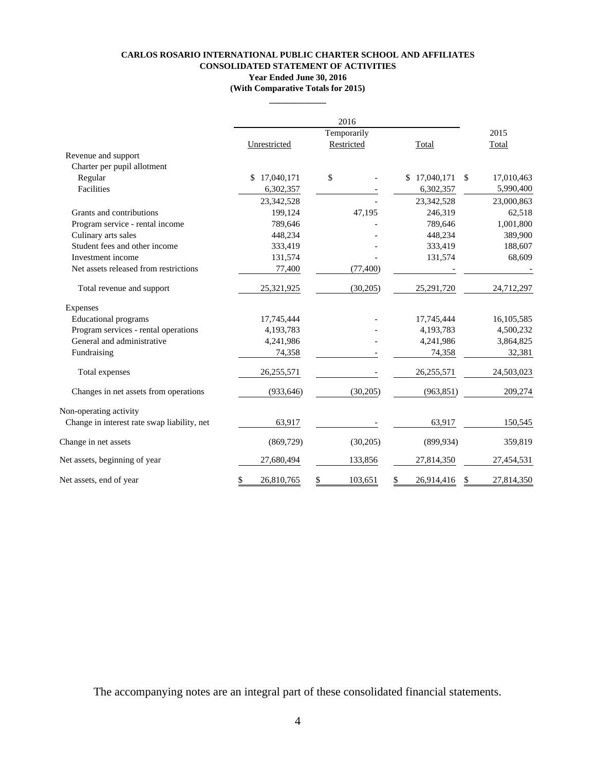**CARLOS ROSARIO INTERNATIONAL PUBLIC CHARTER SCHOOL AND AFFILIATES**
**CONSOLIDATED STATEMENT OF ACTIVITIES**
**Year Ended June 30, 2016**
**(With Comparative Totals for 2015)**

| | 2016 | | | 2015 |
|---|---|---|---|---|
| | Unrestricted | Temporarily Restricted | Total | Total |
| Revenue and support | | | | |
| Charter per pupil allotment | | | | |
| Regular | $ 17,040,171 | $ - | $ 17,040,171 | $ 17,010,463 |
| Facilities | 6,302,357 | - | 6,302,357 | 5,990,400 |
| | 23,342,528 | - | 23,342,528 | 23,000,863 |
| Grants and contributions | 199,124 | 47,195 | 246,319 | 62,518 |
| Program service - rental income | 789,646 | - | 789,646 | 1,001,800 |
| Culinary arts sales | 448,234 | - | 448,234 | 389,900 |
| Student fees and other income | 333,419 | - | 333,419 | 188,607 |
| Investment income | 131,574 | - | 131,574 | 68,609 |
| Net assets released from restrictions | 77,400 | (77,400) | - | - |
| Total revenue and support | 25,321,925 | (30,205) | 25,291,720 | 24,712,297 |
| Expenses | | | | |
| Educational programs | 17,745,444 | - | 17,745,444 | 16,105,585 |
| Program services - rental operations | 4,193,783 | - | 4,193,783 | 4,500,232 |
| General and administrative | 4,241,986 | - | 4,241,986 | 3,864,825 |
| Fundraising | 74,358 | - | 74,358 | 32,381 |
| Total expenses | 26,255,571 | - | 26,255,571 | 24,503,023 |
| Changes in net assets from operations | (933,646) | (30,205) | (963,851) | 209,274 |
| Non-operating activity | | | | |
| Change in interest rate swap liability, net | 63,917 | - | 63,917 | 150,545 |
| Change in net assets | (869,729) | (30,205) | (899,934) | 359,819 |
| Net assets, beginning of year | 27,680,494 | 133,856 | 27,814,350 | 27,454,531 |
| Net assets, end of year | $ 26,810,765 | $ 103,651 | $ 26,914,416 | $ 27,814,350 |

The accompanying notes are an integral part of these consolidated financial statements.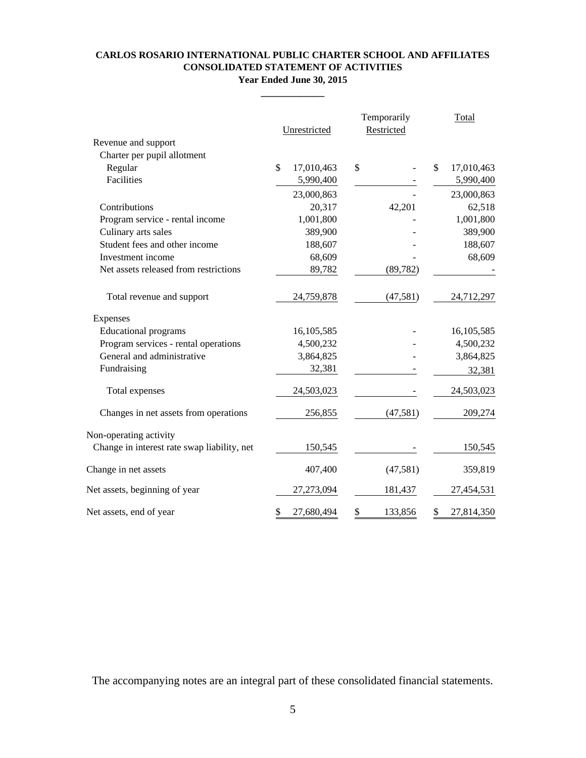**CARLOS ROSARIO INTERNATIONAL PUBLIC CHARTER SCHOOL AND AFFILIATES**
**CONSOLIDATED STATEMENT OF ACTIVITIES**
**Year Ended June 30, 2015**

| | Unrestricted | Temporarily Restricted | Total |
|---|---|---|---|
| Revenue and support | | | |
| Charter per pupil allotment | | | |
| Regular | $ 17,010,463 | $ - | $ 17,010,463 |
| Facilities | 5,990,400 | - | 5,990,400 |
| | 23,000,863 | - | 23,000,863 |
| Contributions | 20,317 | 42,201 | 62,518 |
| Program service - rental income | 1,001,800 | - | 1,001,800 |
| Culinary arts sales | 389,900 | - | 389,900 |
| Student fees and other income | 188,607 | - | 188,607 |
| Investment income | 68,609 | - | 68,609 |
| Net assets released from restrictions | 89,782 | (89,782) | - |
| Total revenue and support | 24,759,878 | (47,581) | 24,712,297 |
| Expenses | | | |
| Educational programs | 16,105,585 | - | 16,105,585 |
| Program services - rental operations | 4,500,232 | - | 4,500,232 |
| General and administrative | 3,864,825 | - | 3,864,825 |
| Fundraising | 32,381 | - | 32,381 |
| Total expenses | 24,503,023 | - | 24,503,023 |
| Changes in net assets from operations | 256,855 | (47,581) | 209,274 |
| Non-operating activity | | | |
| Change in interest rate swap liability, net | 150,545 | - | 150,545 |
| Change in net assets | 407,400 | (47,581) | 359,819 |
| Net assets, beginning of year | 27,273,094 | 181,437 | 27,454,531 |
| Net assets, end of year | $ 27,680,494 | $ 133,856 | $ 27,814,350 |

The accompanying notes are an integral part of these consolidated financial statements.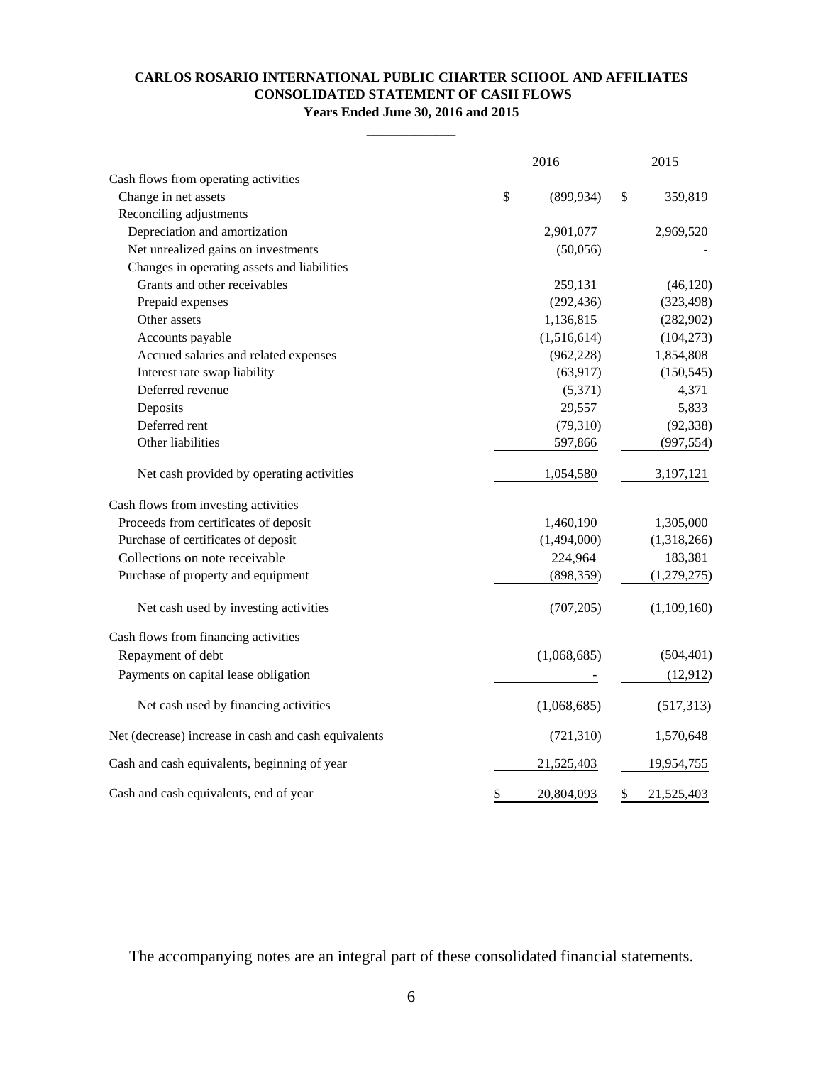# CARLOS ROSARIO INTERNATIONAL PUBLIC CHARTER SCHOOL AND AFFILIATES
## CONSOLIDATED STATEMENT OF CASH FLOWS
### Years Ended June 30, 2016 and 2015

| | 2016 | 2015 |
|---|---|---|
| Cash flows from operating activities | | |
| Change in net assets | $ (899,934) | $ 359,819 |
| Reconciling adjustments | | |
| Depreciation and amortization | 2,901,077 | 2,969,520 |
| Net unrealized gains on investments | (50,056) | - |
| Changes in operating assets and liabilities | | |
| Grants and other receivables | 259,131 | (46,120) |
| Prepaid expenses | (292,436) | (323,498) |
| Other assets | 1,136,815 | (282,902) |
| Accounts payable | (1,516,614) | (104,273) |
| Accrued salaries and related expenses | (962,228) | 1,854,808 |
| Interest rate swap liability | (63,917) | (150,545) |
| Deferred revenue | (5,371) | 4,371 |
| Deposits | 29,557 | 5,833 |
| Deferred rent | (79,310) | (92,338) |
| Other liabilities | 597,866 | (997,554) |
| Net cash provided by operating activities | 1,054,580 | 3,197,121 |
| Cash flows from investing activities | | |
| Proceeds from certificates of deposit | 1,460,190 | 1,305,000 |
| Purchase of certificates of deposit | (1,494,000) | (1,318,266) |
| Collections on note receivable | 224,964 | 183,381 |
| Purchase of property and equipment | (898,359) | (1,279,275) |
| Net cash used by investing activities | (707,205) | (1,109,160) |
| Cash flows from financing activities | | |
| Repayment of debt | (1,068,685) | (504,401) |
| Payments on capital lease obligation | - | (12,912) |
| Net cash used by financing activities | (1,068,685) | (517,313) |
| Net (decrease) increase in cash and cash equivalents | (721,310) | 1,570,648 |
| Cash and cash equivalents, beginning of year | 21,525,403 | 19,954,755 |
| Cash and cash equivalents, end of year | $ 20,804,093 | $ 21,525,403 |

The accompanying notes are an integral part of these consolidated financial statements.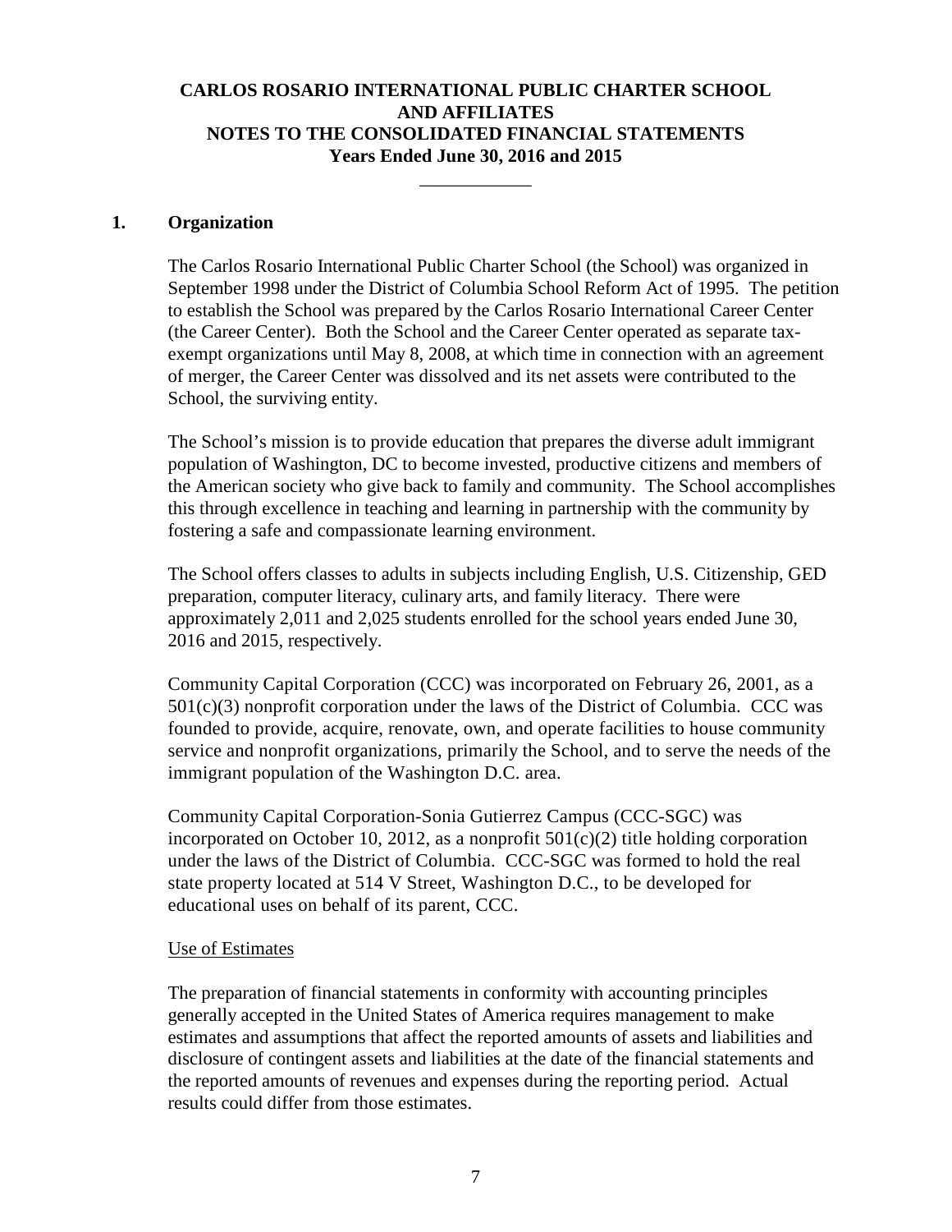# CARLOS ROSARIO INTERNATIONAL PUBLIC CHARTER SCHOOL AND AFFILIATES
# NOTES TO THE CONSOLIDATED FINANCIAL STATEMENTS
## Years Ended June 30, 2016 and 2015

## 1. Organization

The Carlos Rosario International Public Charter School (the School) was organized in September 1998 under the District of Columbia School Reform Act of 1995. The petition to establish the School was prepared by the Carlos Rosario International Career Center (the Career Center). Both the School and the Career Center operated as separate tax-exempt organizations until May 8, 2008, at which time in connection with an agreement of merger, the Career Center was dissolved and its net assets were contributed to the School, the surviving entity.

The School's mission is to provide education that prepares the diverse adult immigrant population of Washington, DC to become invested, productive citizens and members of the American society who give back to family and community. The School accomplishes this through excellence in teaching and learning in partnership with the community by fostering a safe and compassionate learning environment.

The School offers classes to adults in subjects including English, U.S. Citizenship, GED preparation, computer literacy, culinary arts, and family literacy. There were approximately 2,011 and 2,025 students enrolled for the school years ended June 30, 2016 and 2015, respectively.

Community Capital Corporation (CCC) was incorporated on February 26, 2001, as a 501(c)(3) nonprofit corporation under the laws of the District of Columbia. CCC was founded to provide, acquire, renovate, own, and operate facilities to house community service and nonprofit organizations, primarily the School, and to serve the needs of the immigrant population of the Washington D.C. area.

Community Capital Corporation-Sonia Gutierrez Campus (CCC-SGC) was incorporated on October 10, 2012, as a nonprofit 501(c)(2) title holding corporation under the laws of the District of Columbia. CCC-SGC was formed to hold the real state property located at 514 V Street, Washington D.C., to be developed for educational uses on behalf of its parent, CCC.

<u>Use of Estimates</u>

The preparation of financial statements in conformity with accounting principles generally accepted in the United States of America requires management to make estimates and assumptions that affect the reported amounts of assets and liabilities and disclosure of contingent assets and liabilities at the date of the financial statements and the reported amounts of revenues and expenses during the reporting period. Actual results could differ from those estimates.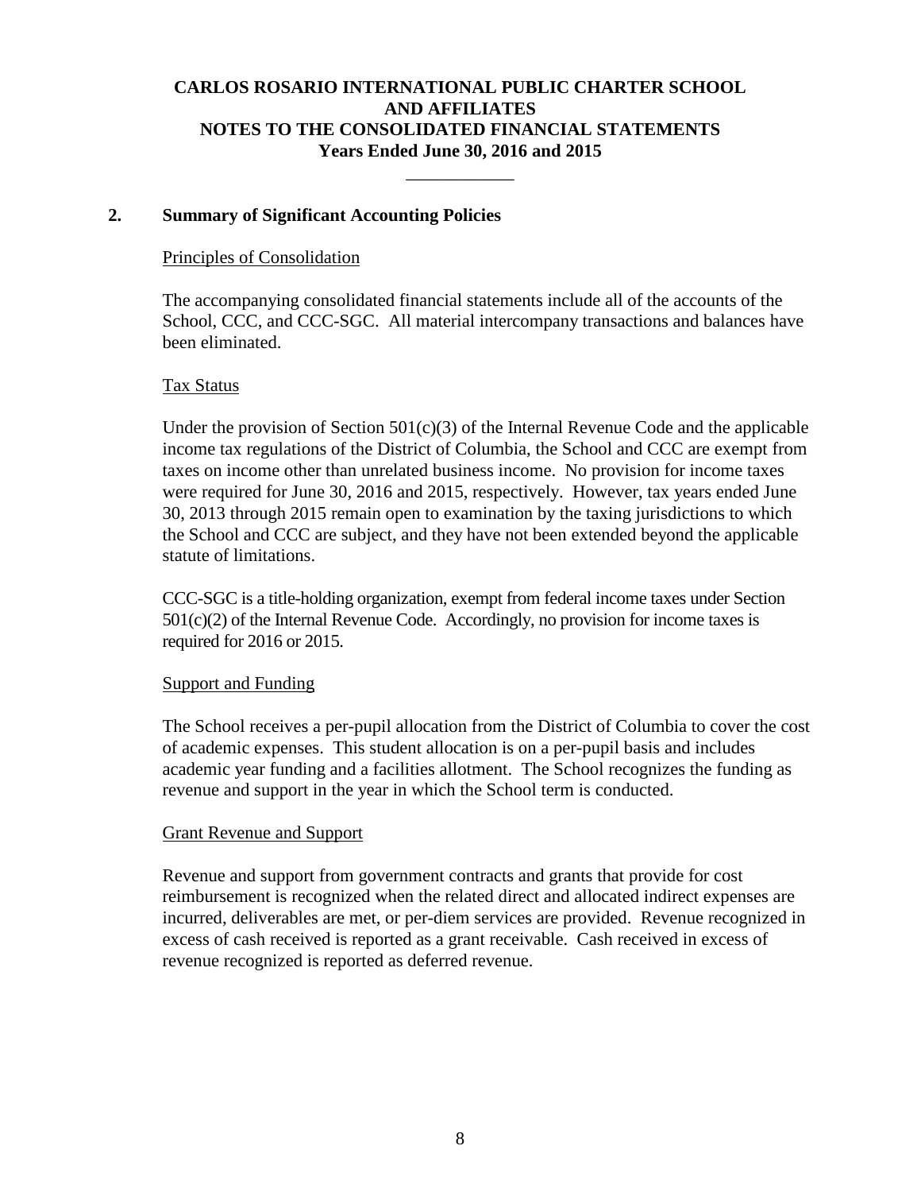# CARLOS ROSARIO INTERNATIONAL PUBLIC CHARTER SCHOOL AND AFFILIATES
# NOTES TO THE CONSOLIDATED FINANCIAL STATEMENTS
# Years Ended June 30, 2016 and 2015

## 2. Summary of Significant Accounting Policies

Principles of Consolidation

The accompanying consolidated financial statements include all of the accounts of the School, CCC, and CCC-SGC. All material intercompany transactions and balances have been eliminated.

Tax Status

Under the provision of Section 501(c)(3) of the Internal Revenue Code and the applicable income tax regulations of the District of Columbia, the School and CCC are exempt from taxes on income other than unrelated business income. No provision for income taxes were required for June 30, 2016 and 2015, respectively. However, tax years ended June 30, 2013 through 2015 remain open to examination by the taxing jurisdictions to which the School and CCC are subject, and they have not been extended beyond the applicable statute of limitations.

CCC-SGC is a title-holding organization, exempt from federal income taxes under Section 501(c)(2) of the Internal Revenue Code. Accordingly, no provision for income taxes is required for 2016 or 2015.

Support and Funding

The School receives a per-pupil allocation from the District of Columbia to cover the cost of academic expenses. This student allocation is on a per-pupil basis and includes academic year funding and a facilities allotment. The School recognizes the funding as revenue and support in the year in which the School term is conducted.

Grant Revenue and Support

Revenue and support from government contracts and grants that provide for cost reimbursement is recognized when the related direct and allocated indirect expenses are incurred, deliverables are met, or per-diem services are provided. Revenue recognized in excess of cash received is reported as a grant receivable. Cash received in excess of revenue recognized is reported as deferred revenue.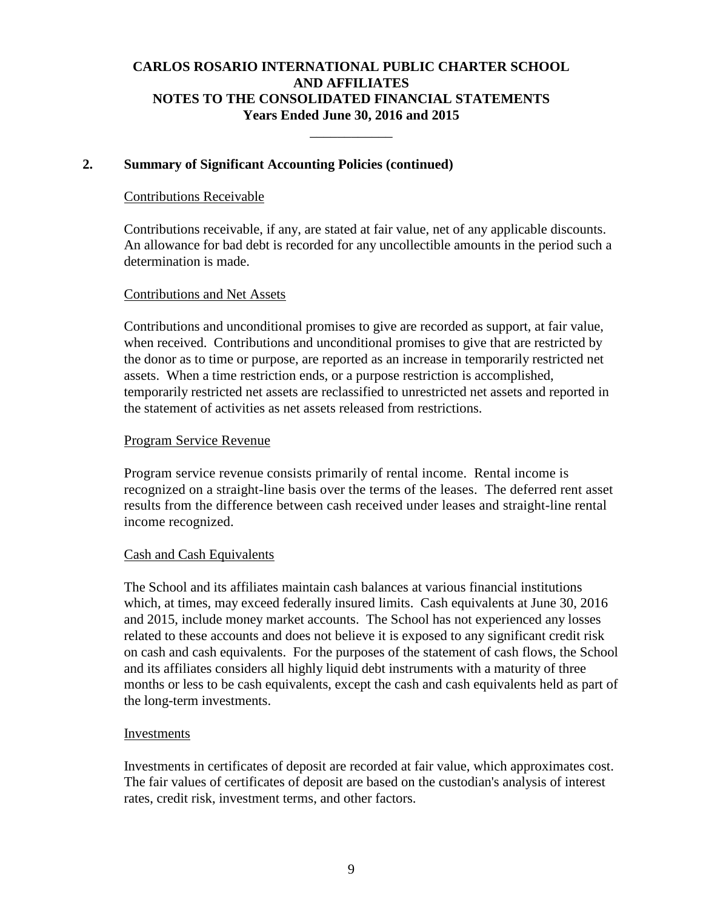## 2. Summary of Significant Accounting Policies (continued)

Contributions Receivable

Contributions receivable, if any, are stated at fair value, net of any applicable discounts. An allowance for bad debt is recorded for any uncollectible amounts in the period such a determination is made.

Contributions and Net Assets

Contributions and unconditional promises to give are recorded as support, at fair value, when received. Contributions and unconditional promises to give that are restricted by the donor as to time or purpose, are reported as an increase in temporarily restricted net assets. When a time restriction ends, or a purpose restriction is accomplished, temporarily restricted net assets are reclassified to unrestricted net assets and reported in the statement of activities as net assets released from restrictions.

Program Service Revenue

Program service revenue consists primarily of rental income. Rental income is recognized on a straight-line basis over the terms of the leases. The deferred rent asset results from the difference between cash received under leases and straight-line rental income recognized.

Cash and Cash Equivalents

The School and its affiliates maintain cash balances at various financial institutions which, at times, may exceed federally insured limits. Cash equivalents at June 30, 2016 and 2015, include money market accounts. The School has not experienced any losses related to these accounts and does not believe it is exposed to any significant credit risk on cash and cash equivalents. For the purposes of the statement of cash flows, the School and its affiliates considers all highly liquid debt instruments with a maturity of three months or less to be cash equivalents, except the cash and cash equivalents held as part of the long-term investments.

Investments

Investments in certificates of deposit are recorded at fair value, which approximates cost. The fair values of certificates of deposit are based on the custodian's analysis of interest rates, credit risk, investment terms, and other factors.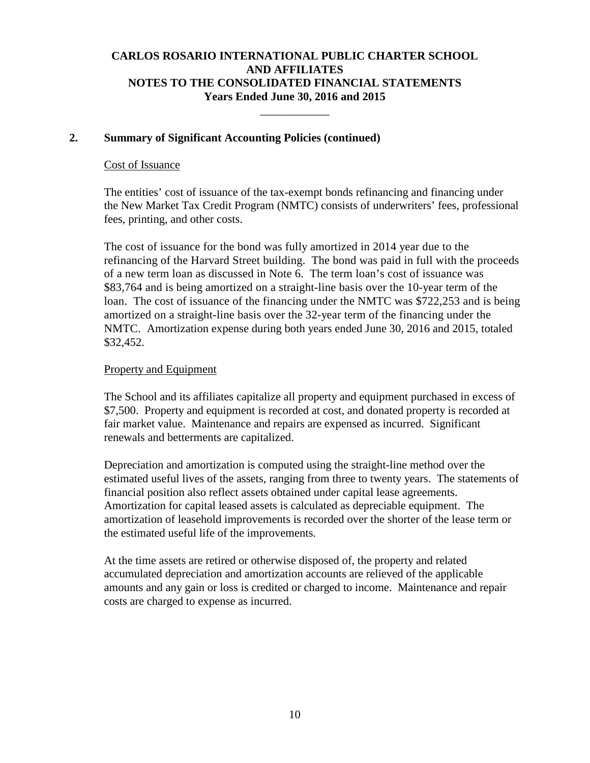## 2. Summary of Significant Accounting Policies (continued)

Cost of Issuance

The entities' cost of issuance of the tax-exempt bonds refinancing and financing under the New Market Tax Credit Program (NMTC) consists of underwriters' fees, professional fees, printing, and other costs.

The cost of issuance for the bond was fully amortized in 2014 year due to the refinancing of the Harvard Street building. The bond was paid in full with the proceeds of a new term loan as discussed in Note 6. The term loan's cost of issuance was $83,764 and is being amortized on a straight-line basis over the 10-year term of the loan. The cost of issuance of the financing under the NMTC was $722,253 and is being amortized on a straight-line basis over the 32-year term of the financing under the NMTC. Amortization expense during both years ended June 30, 2016 and 2015, totaled $32,452.

Property and Equipment

The School and its affiliates capitalize all property and equipment purchased in excess of $7,500. Property and equipment is recorded at cost, and donated property is recorded at fair market value. Maintenance and repairs are expensed as incurred. Significant renewals and betterments are capitalized.

Depreciation and amortization is computed using the straight-line method over the estimated useful lives of the assets, ranging from three to twenty years. The statements of financial position also reflect assets obtained under capital lease agreements. Amortization for capital leased assets is calculated as depreciable equipment. The amortization of leasehold improvements is recorded over the shorter of the lease term or the estimated useful life of the improvements.

At the time assets are retired or otherwise disposed of, the property and related accumulated depreciation and amortization accounts are relieved of the applicable amounts and any gain or loss is credited or charged to income. Maintenance and repair costs are charged to expense as incurred.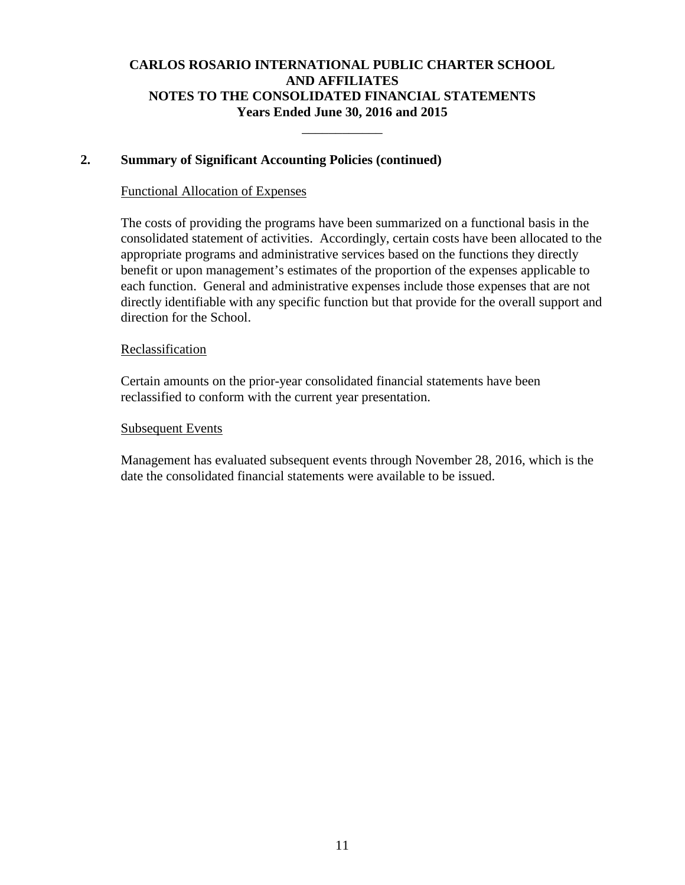## 2. Summary of Significant Accounting Policies (continued)

Functional Allocation of Expenses

The costs of providing the programs have been summarized on a functional basis in the consolidated statement of activities. Accordingly, certain costs have been allocated to the appropriate programs and administrative services based on the functions they directly benefit or upon management's estimates of the proportion of the expenses applicable to each function. General and administrative expenses include those expenses that are not directly identifiable with any specific function but that provide for the overall support and direction for the School.

Reclassification

Certain amounts on the prior-year consolidated financial statements have been reclassified to conform with the current year presentation.

Subsequent Events

Management has evaluated subsequent events through November 28, 2016, which is the date the consolidated financial statements were available to be issued.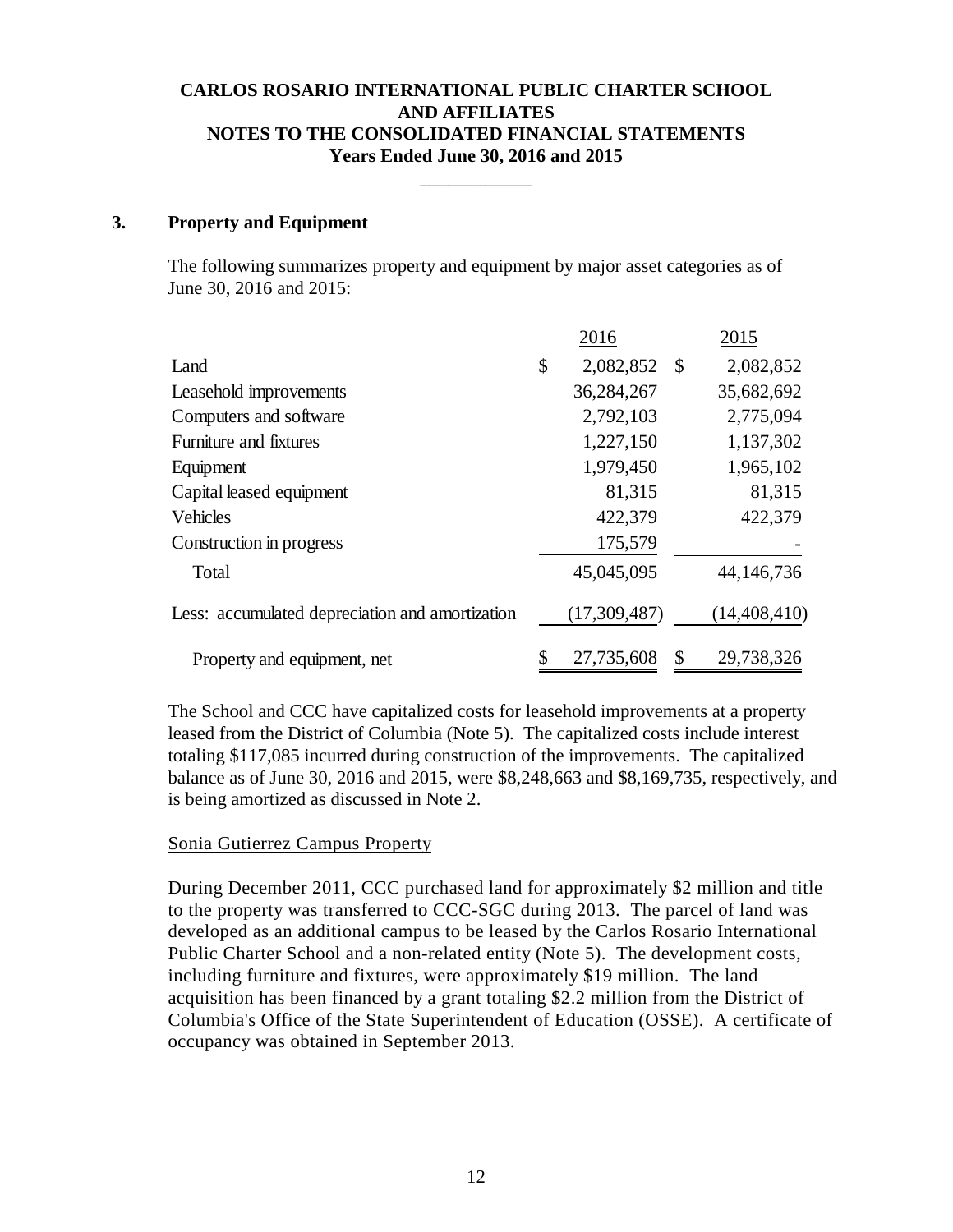## 3. Property and Equipment

The following summarizes property and equipment by major asset categories as of June 30, 2016 and 2015:

| | 2016 | 2015 |
|---|---|---|
| Land | $ 2,082,852 | $ 2,082,852 |
| Leasehold improvements | 36,284,267 | 35,682,692 |
| Computers and software | 2,792,103 | 2,775,094 |
| Furniture and fixtures | 1,227,150 | 1,137,302 |
| Equipment | 1,979,450 | 1,965,102 |
| Capital leased equipment | 81,315 | 81,315 |
| Vehicles | 422,379 | 422,379 |
| Construction in progress | 175,579 | - |
| Total | 45,045,095 | 44,146,736 |
| Less: accumulated depreciation and amortization | (17,309,487) | (14,408,410) |
| Property and equipment, net | $ 27,735,608 | $ 29,738,326 |

The School and CCC have capitalized costs for leasehold improvements at a property leased from the District of Columbia (Note 5). The capitalized costs include interest totaling $117,085 incurred during construction of the improvements. The capitalized balance as of June 30, 2016 and 2015, were $8,248,663 and $8,169,735, respectively, and is being amortized as discussed in Note 2.

### Sonia Gutierrez Campus Property

During December 2011, CCC purchased land for approximately $2 million and title to the property was transferred to CCC-SGC during 2013. The parcel of land was developed as an additional campus to be leased by the Carlos Rosario International Public Charter School and a non-related entity (Note 5). The development costs, including furniture and fixtures, were approximately $19 million. The land acquisition has been financed by a grant totaling $2.2 million from the District of Columbia's Office of the State Superintendent of Education (OSSE). A certificate of occupancy was obtained in September 2013.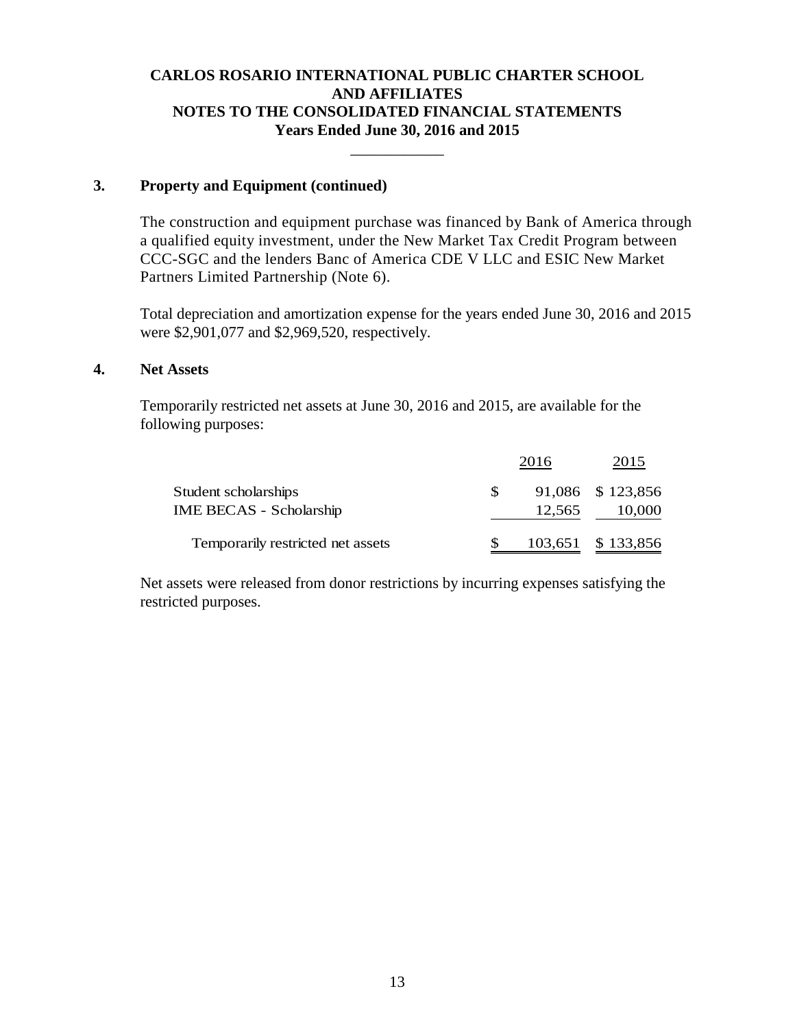# CARLOS ROSARIO INTERNATIONAL PUBLIC CHARTER SCHOOL AND AFFILIATES
## NOTES TO THE CONSOLIDATED FINANCIAL STATEMENTS
### Years Ended June 30, 2016 and 2015

---

### 3. Property and Equipment (continued)

The construction and equipment purchase was financed by Bank of America through a qualified equity investment, under the New Market Tax Credit Program between CCC-SGC and the lenders Banc of America CDE V LLC and ESIC New Market Partners Limited Partnership (Note 6).

Total depreciation and amortization expense for the years ended June 30, 2016 and 2015 were $2,901,077 and $2,969,520, respectively.

### 4. Net Assets

Temporarily restricted net assets at June 30, 2016 and 2015, are available for the following purposes:

| | 2016 | 2015 |
|---|---|---|
| Student scholarships | $ 91,086 | $ 123,856 |
| IME BECAS - Scholarship | 12,565 | 10,000 |
| Temporarily restricted net assets | $ 103,651 | $ 133,856 |

Net assets were released from donor restrictions by incurring expenses satisfying the restricted purposes.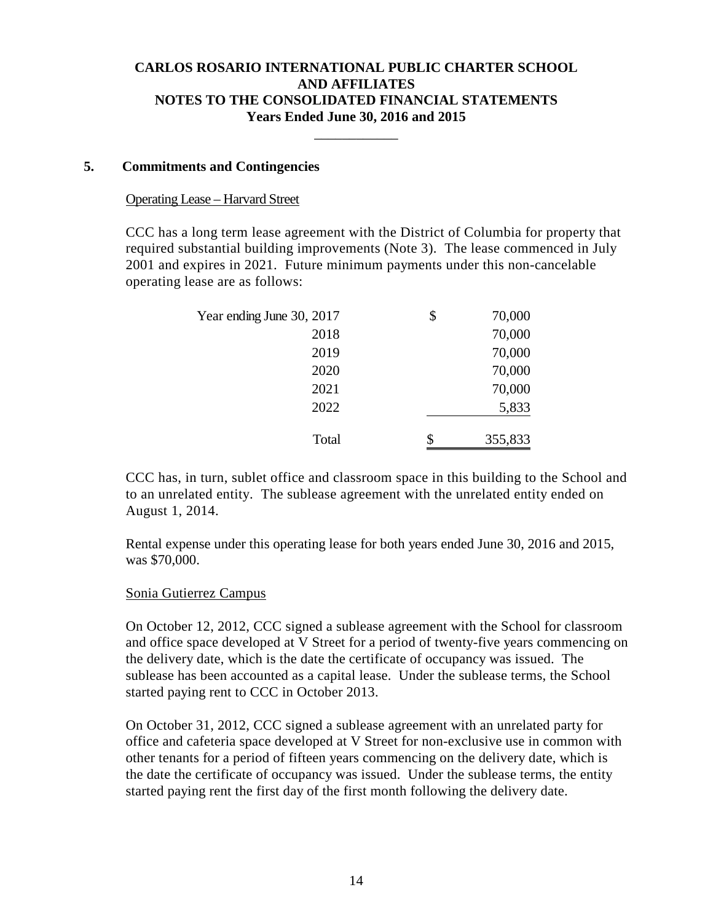## 5. Commitments and Contingencies

Operating Lease – Harvard Street

CCC has a long term lease agreement with the District of Columbia for property that required substantial building improvements (Note 3). The lease commenced in July 2001 and expires in 2021. Future minimum payments under this non-cancelable operating lease are as follows:

| | | |
|---|---|---|
| Year ending June 30, 2017 | $ | 70,000 |
| 2018 | | 70,000 |
| 2019 | | 70,000 |
| 2020 | | 70,000 |
| 2021 | | 70,000 |
| 2022 | | 5,833 |
| Total | $ | 355,833 |

CCC has, in turn, sublet office and classroom space in this building to the School and to an unrelated entity. The sublease agreement with the unrelated entity ended on August 1, 2014.

Rental expense under this operating lease for both years ended June 30, 2016 and 2015, was $70,000.

Sonia Gutierrez Campus

On October 12, 2012, CCC signed a sublease agreement with the School for classroom and office space developed at V Street for a period of twenty-five years commencing on the delivery date, which is the date the certificate of occupancy was issued. The sublease has been accounted as a capital lease. Under the sublease terms, the School started paying rent to CCC in October 2013.

On October 31, 2012, CCC signed a sublease agreement with an unrelated party for office and cafeteria space developed at V Street for non-exclusive use in common with other tenants for a period of fifteen years commencing on the delivery date, which is the date the certificate of occupancy was issued. Under the sublease terms, the entity started paying rent the first day of the first month following the delivery date.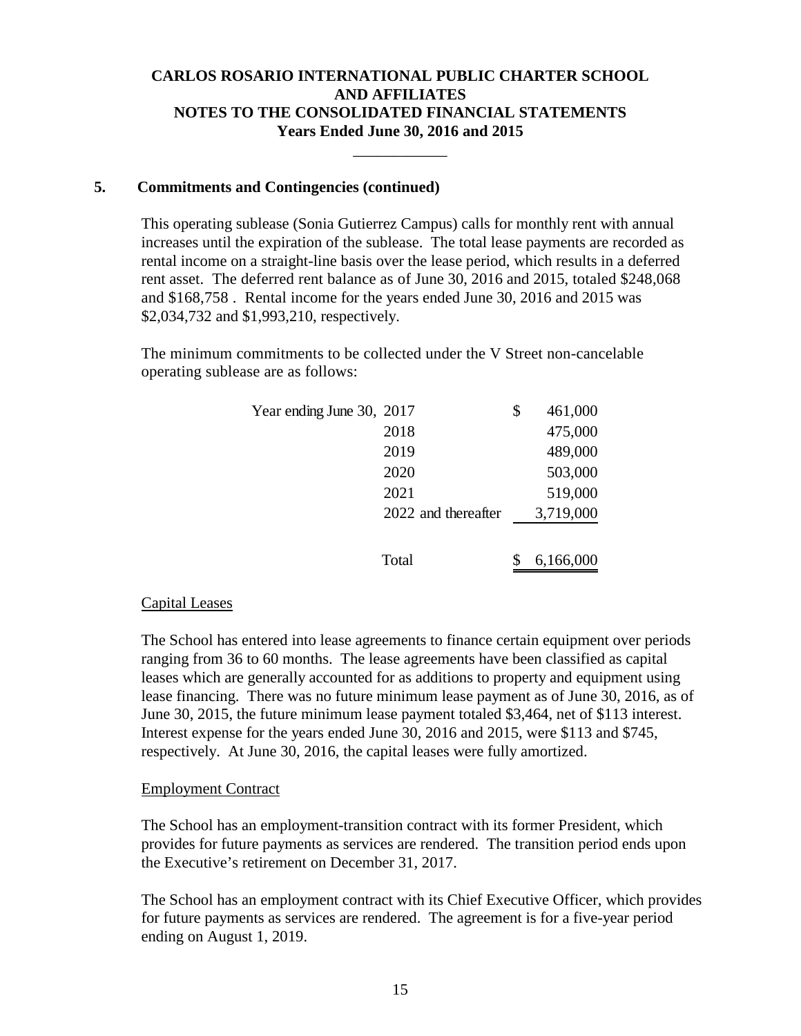## 5. Commitments and Contingencies (continued)

This operating sublease (Sonia Gutierrez Campus) calls for monthly rent with annual increases until the expiration of the sublease. The total lease payments are recorded as rental income on a straight-line basis over the lease period, which results in a deferred rent asset. The deferred rent balance as of June 30, 2016 and 2015, totaled $248,068 and $168,758 . Rental income for the years ended June 30, 2016 and 2015 was $2,034,732 and $1,993,210, respectively.

The minimum commitments to be collected under the V Street non-cancelable operating sublease are as follows:

| Year ending June 30, | | Amount |
|---|---|---|
| | 2017 | $ 461,000 |
| | 2018 | 475,000 |
| | 2019 | 489,000 |
| | 2020 | 503,000 |
| | 2021 | 519,000 |
| | 2022 and thereafter | 3,719,000 |
| | Total | $ 6,166,000 |

### Capital Leases

The School has entered into lease agreements to finance certain equipment over periods ranging from 36 to 60 months. The lease agreements have been classified as capital leases which are generally accounted for as additions to property and equipment using lease financing. There was no future minimum lease payment as of June 30, 2016, as of June 30, 2015, the future minimum lease payment totaled $3,464, net of $113 interest. Interest expense for the years ended June 30, 2016 and 2015, were $113 and $745, respectively. At June 30, 2016, the capital leases were fully amortized.

### Employment Contract

The School has an employment-transition contract with its former President, which provides for future payments as services are rendered. The transition period ends upon the Executive's retirement on December 31, 2017.

The School has an employment contract with its Chief Executive Officer, which provides for future payments as services are rendered. The agreement is for a five-year period ending on August 1, 2019.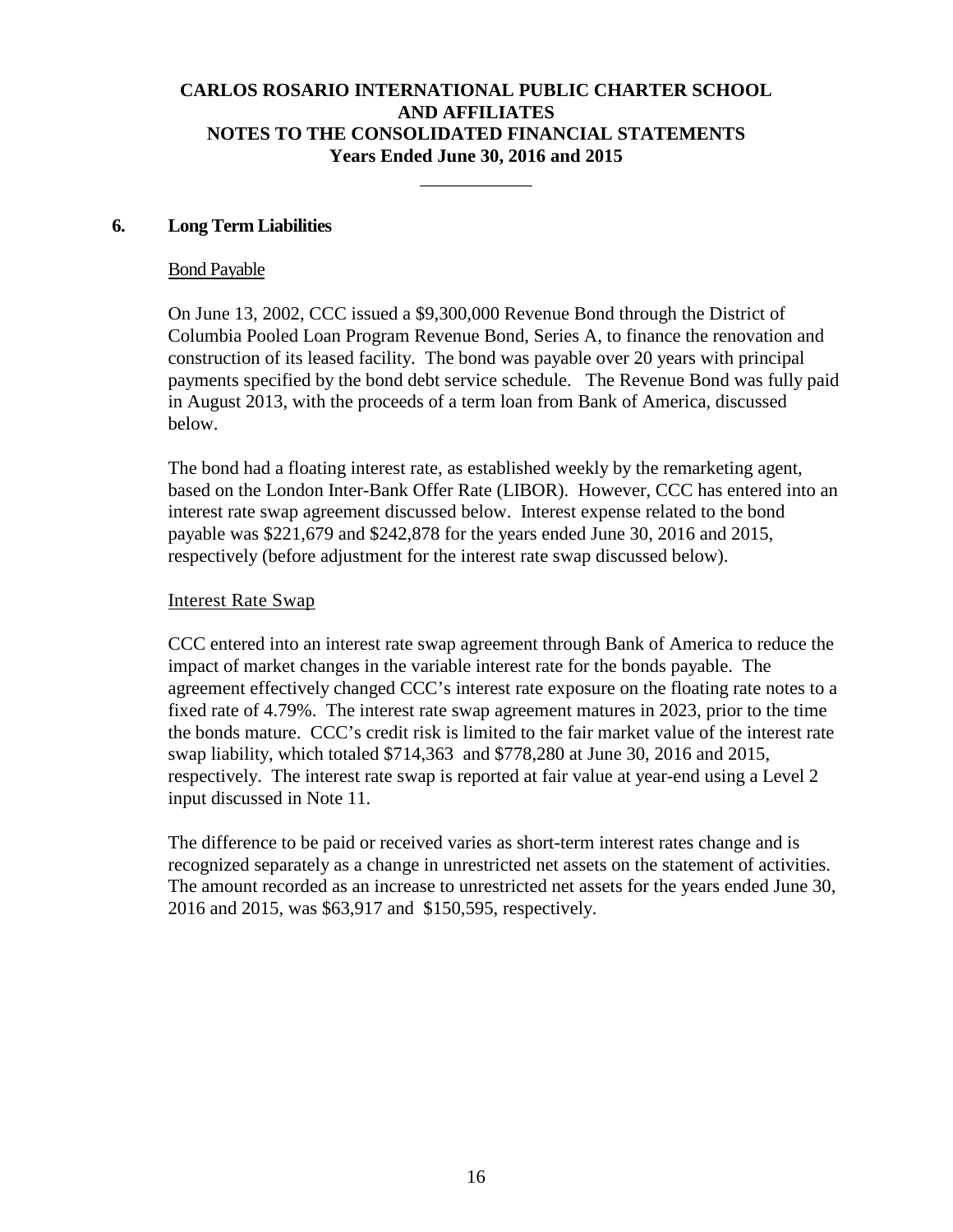# CARLOS ROSARIO INTERNATIONAL PUBLIC CHARTER SCHOOL AND AFFILIATES
# NOTES TO THE CONSOLIDATED FINANCIAL STATEMENTS
# Years Ended June 30, 2016 and 2015

## 6. Long Term Liabilities

### Bond Payable

On June 13, 2002, CCC issued a $9,300,000 Revenue Bond through the District of Columbia Pooled Loan Program Revenue Bond, Series A, to finance the renovation and construction of its leased facility. The bond was payable over 20 years with principal payments specified by the bond debt service schedule. The Revenue Bond was fully paid in August 2013, with the proceeds of a term loan from Bank of America, discussed below.

The bond had a floating interest rate, as established weekly by the remarketing agent, based on the London Inter-Bank Offer Rate (LIBOR). However, CCC has entered into an interest rate swap agreement discussed below. Interest expense related to the bond payable was $221,679 and $242,878 for the years ended June 30, 2016 and 2015, respectively (before adjustment for the interest rate swap discussed below).

### Interest Rate Swap

CCC entered into an interest rate swap agreement through Bank of America to reduce the impact of market changes in the variable interest rate for the bonds payable. The agreement effectively changed CCC's interest rate exposure on the floating rate notes to a fixed rate of 4.79%. The interest rate swap agreement matures in 2023, prior to the time the bonds mature. CCC's credit risk is limited to the fair market value of the interest rate swap liability, which totaled $714,363 and $778,280 at June 30, 2016 and 2015, respectively. The interest rate swap is reported at fair value at year-end using a Level 2 input discussed in Note 11.

The difference to be paid or received varies as short-term interest rates change and is recognized separately as a change in unrestricted net assets on the statement of activities. The amount recorded as an increase to unrestricted net assets for the years ended June 30, 2016 and 2015, was $63,917 and $150,595, respectively.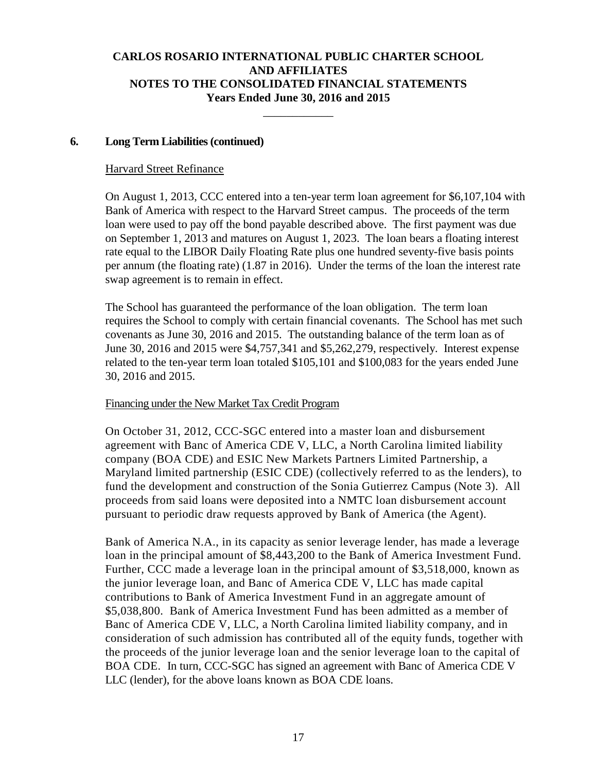## 6. Long Term Liabilities (continued)

Harvard Street Refinance

On August 1, 2013, CCC entered into a ten-year term loan agreement for $6,107,104 with Bank of America with respect to the Harvard Street campus. The proceeds of the term loan were used to pay off the bond payable described above. The first payment was due on September 1, 2013 and matures on August 1, 2023. The loan bears a floating interest rate equal to the LIBOR Daily Floating Rate plus one hundred seventy-five basis points per annum (the floating rate) (1.87 in 2016). Under the terms of the loan the interest rate swap agreement is to remain in effect.

The School has guaranteed the performance of the loan obligation. The term loan requires the School to comply with certain financial covenants. The School has met such covenants as June 30, 2016 and 2015. The outstanding balance of the term loan as of June 30, 2016 and 2015 were $4,757,341 and $5,262,279, respectively. Interest expense related to the ten-year term loan totaled $105,101 and $100,083 for the years ended June 30, 2016 and 2015.

Financing under the New Market Tax Credit Program

On October 31, 2012, CCC-SGC entered into a master loan and disbursement agreement with Banc of America CDE V, LLC, a North Carolina limited liability company (BOA CDE) and ESIC New Markets Partners Limited Partnership, a Maryland limited partnership (ESIC CDE) (collectively referred to as the lenders), to fund the development and construction of the Sonia Gutierrez Campus (Note 3). All proceeds from said loans were deposited into a NMTC loan disbursement account pursuant to periodic draw requests approved by Bank of America (the Agent).

Bank of America N.A., in its capacity as senior leverage lender, has made a leverage loan in the principal amount of $8,443,200 to the Bank of America Investment Fund. Further, CCC made a leverage loan in the principal amount of $3,518,000, known as the junior leverage loan, and Banc of America CDE V, LLC has made capital contributions to Bank of America Investment Fund in an aggregate amount of $5,038,800. Bank of America Investment Fund has been admitted as a member of Banc of America CDE V, LLC, a North Carolina limited liability company, and in consideration of such admission has contributed all of the equity funds, together with the proceeds of the junior leverage loan and the senior leverage loan to the capital of BOA CDE. In turn, CCC-SGC has signed an agreement with Banc of America CDE V LLC (lender), for the above loans known as BOA CDE loans.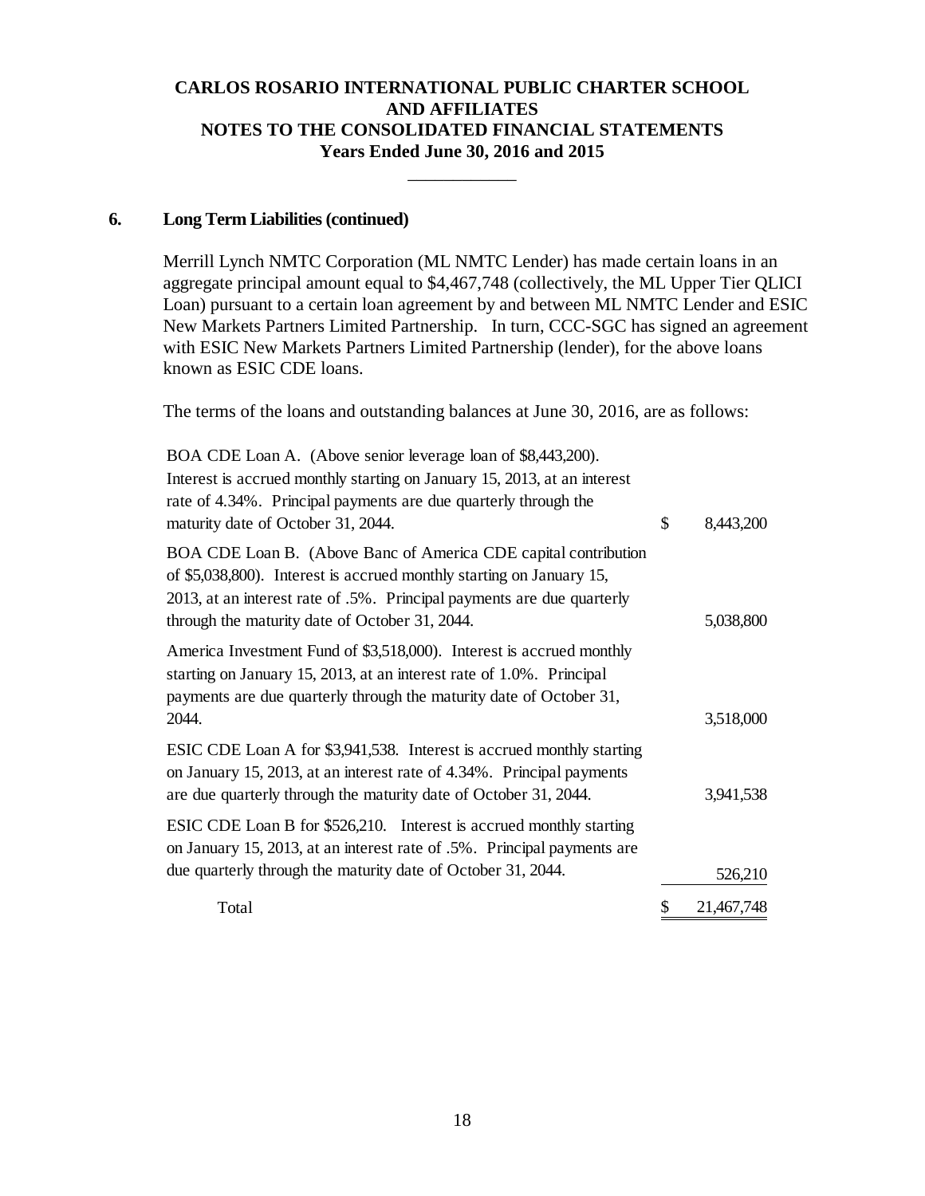## 6. Long Term Liabilities (continued)

Merrill Lynch NMTC Corporation (ML NMTC Lender) has made certain loans in an aggregate principal amount equal to $4,467,748 (collectively, the ML Upper Tier QLICI Loan) pursuant to a certain loan agreement by and between ML NMTC Lender and ESIC New Markets Partners Limited Partnership. In turn, CCC-SGC has signed an agreement with ESIC New Markets Partners Limited Partnership (lender), for the above loans known as ESIC CDE loans.

The terms of the loans and outstanding balances at June 30, 2016, are as follows:

| | |
|---|---|
| BOA CDE Loan A. (Above senior leverage loan of $8,443,200). Interest is accrued monthly starting on January 15, 2013, at an interest rate of 4.34%. Principal payments are due quarterly through the maturity date of October 31, 2044. | $ 8,443,200 |
| BOA CDE Loan B. (Above Banc of America CDE capital contribution of $5,038,800). Interest is accrued monthly starting on January 15, 2013, at an interest rate of .5%. Principal payments are due quarterly through the maturity date of October 31, 2044. | 5,038,800 |
| America Investment Fund of $3,518,000). Interest is accrued monthly starting on January 15, 2013, at an interest rate of 1.0%. Principal payments are due quarterly through the maturity date of October 31, 2044. | 3,518,000 |
| ESIC CDE Loan A for $3,941,538. Interest is accrued monthly starting on January 15, 2013, at an interest rate of 4.34%. Principal payments are due quarterly through the maturity date of October 31, 2044. | 3,941,538 |
| ESIC CDE Loan B for $526,210. Interest is accrued monthly starting on January 15, 2013, at an interest rate of .5%. Principal payments are due quarterly through the maturity date of October 31, 2044. | 526,210 |
| Total | $ 21,467,748 |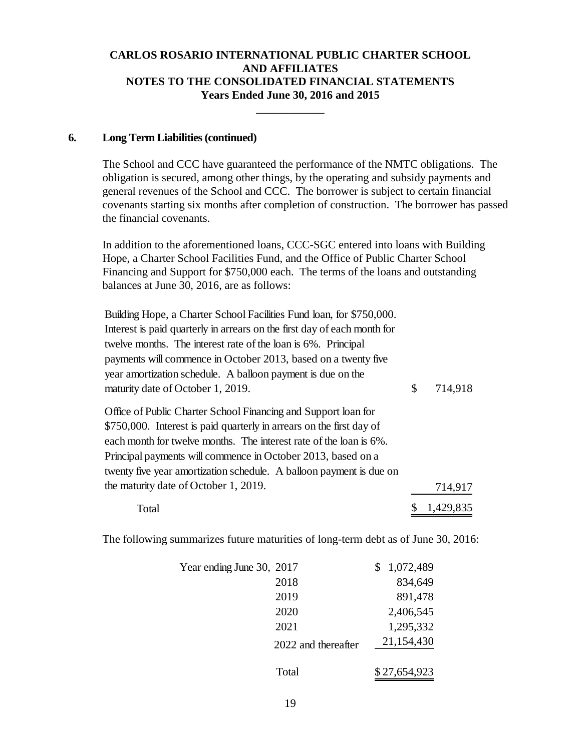# CARLOS ROSARIO INTERNATIONAL PUBLIC CHARTER SCHOOL AND AFFILIATES
# NOTES TO THE CONSOLIDATED FINANCIAL STATEMENTS
# Years Ended June 30, 2016 and 2015

## 6. Long Term Liabilities (continued)

The School and CCC have guaranteed the performance of the NMTC obligations. The obligation is secured, among other things, by the operating and subsidy payments and general revenues of the School and CCC. The borrower is subject to certain financial covenants starting six months after completion of construction. The borrower has passed the financial covenants.

In addition to the aforementioned loans, CCC-SGC entered into loans with Building Hope, a Charter School Facilities Fund, and the Office of Public Charter School Financing and Support for $750,000 each. The terms of the loans and outstanding balances at June 30, 2016, are as follows:

| | |
|---|---|
| Building Hope, a Charter School Facilities Fund loan, for $750,000. Interest is paid quarterly in arrears on the first day of each month for twelve months. The interest rate of the loan is 6%. Principal payments will commence in October 2013, based on a twenty five year amortization schedule. A balloon payment is due on the maturity date of October 1, 2019. | $ 714,918 |
| Office of Public Charter School Financing and Support loan for $750,000. Interest is paid quarterly in arrears on the first day of each month for twelve months. The interest rate of the loan is 6%. Principal payments will commence in October 2013, based on a twenty five year amortization schedule. A balloon payment is due on the maturity date of October 1, 2019. | 714,917 |
| Total | $ 1,429,835 |

The following summarizes future maturities of long-term debt as of June 30, 2016:

| | | |
|---|---|---|
| Year ending June 30, | 2017 | $ 1,072,489 |
| | 2018 | 834,649 |
| | 2019 | 891,478 |
| | 2020 | 2,406,545 |
| | 2021 | 1,295,332 |
| | 2022 and thereafter | 21,154,430 |
| | Total | $ 27,654,923 |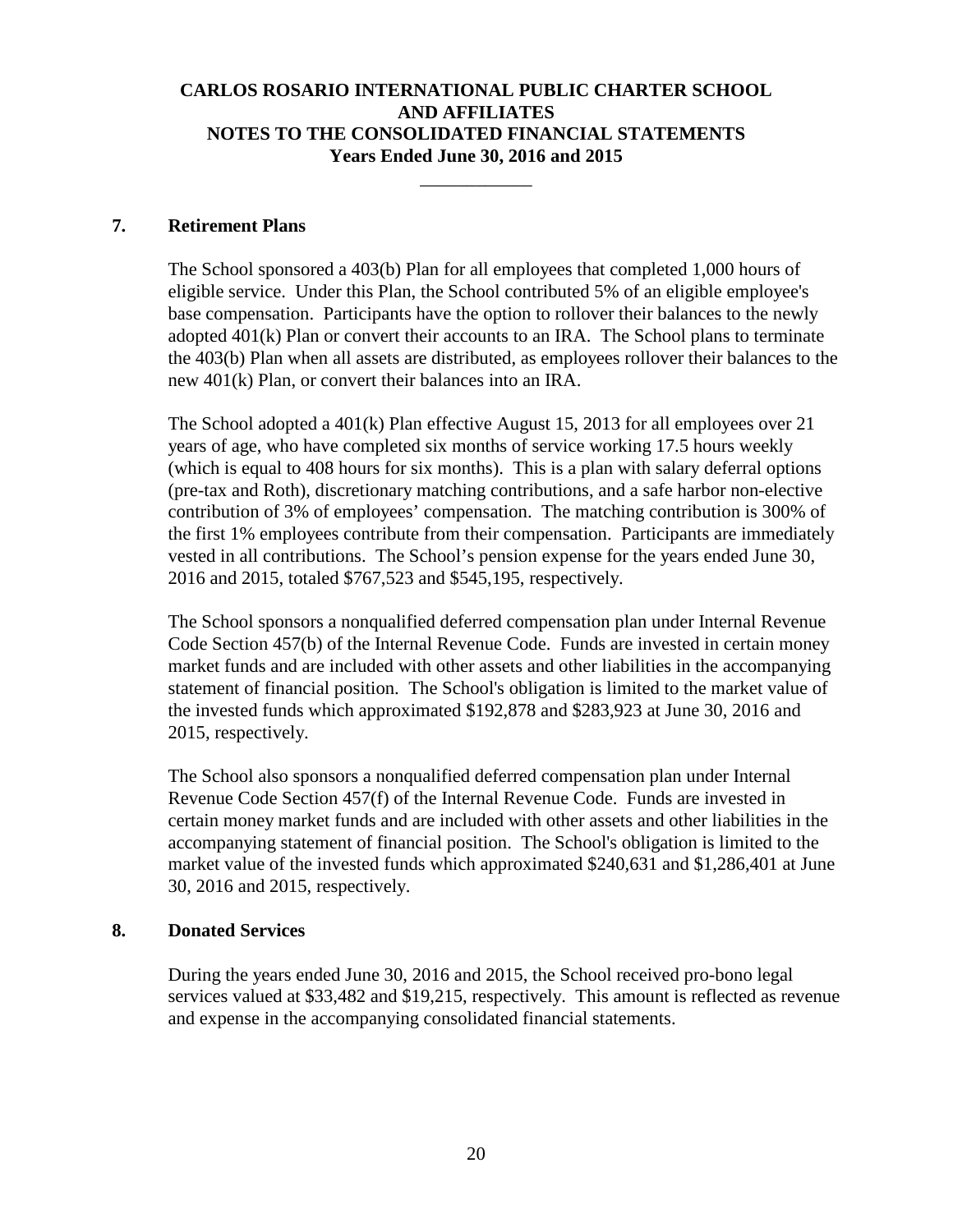**CARLOS ROSARIO INTERNATIONAL PUBLIC CHARTER SCHOOL AND AFFILIATES**
**NOTES TO THE CONSOLIDATED FINANCIAL STATEMENTS**
**Years Ended June 30, 2016 and 2015**

## 7. Retirement Plans

The School sponsored a 403(b) Plan for all employees that completed 1,000 hours of eligible service. Under this Plan, the School contributed 5% of an eligible employee's base compensation. Participants have the option to rollover their balances to the newly adopted 401(k) Plan or convert their accounts to an IRA. The School plans to terminate the 403(b) Plan when all assets are distributed, as employees rollover their balances to the new 401(k) Plan, or convert their balances into an IRA.

The School adopted a 401(k) Plan effective August 15, 2013 for all employees over 21 years of age, who have completed six months of service working 17.5 hours weekly (which is equal to 408 hours for six months). This is a plan with salary deferral options (pre-tax and Roth), discretionary matching contributions, and a safe harbor non-elective contribution of 3% of employees' compensation. The matching contribution is 300% of the first 1% employees contribute from their compensation. Participants are immediately vested in all contributions. The School's pension expense for the years ended June 30, 2016 and 2015, totaled $767,523 and $545,195, respectively.

The School sponsors a nonqualified deferred compensation plan under Internal Revenue Code Section 457(b) of the Internal Revenue Code. Funds are invested in certain money market funds and are included with other assets and other liabilities in the accompanying statement of financial position. The School's obligation is limited to the market value of the invested funds which approximated $192,878 and $283,923 at June 30, 2016 and 2015, respectively.

The School also sponsors a nonqualified deferred compensation plan under Internal Revenue Code Section 457(f) of the Internal Revenue Code. Funds are invested in certain money market funds and are included with other assets and other liabilities in the accompanying statement of financial position. The School's obligation is limited to the market value of the invested funds which approximated $240,631 and $1,286,401 at June 30, 2016 and 2015, respectively.

## 8. Donated Services

During the years ended June 30, 2016 and 2015, the School received pro-bono legal services valued at $33,482 and $19,215, respectively. This amount is reflected as revenue and expense in the accompanying consolidated financial statements.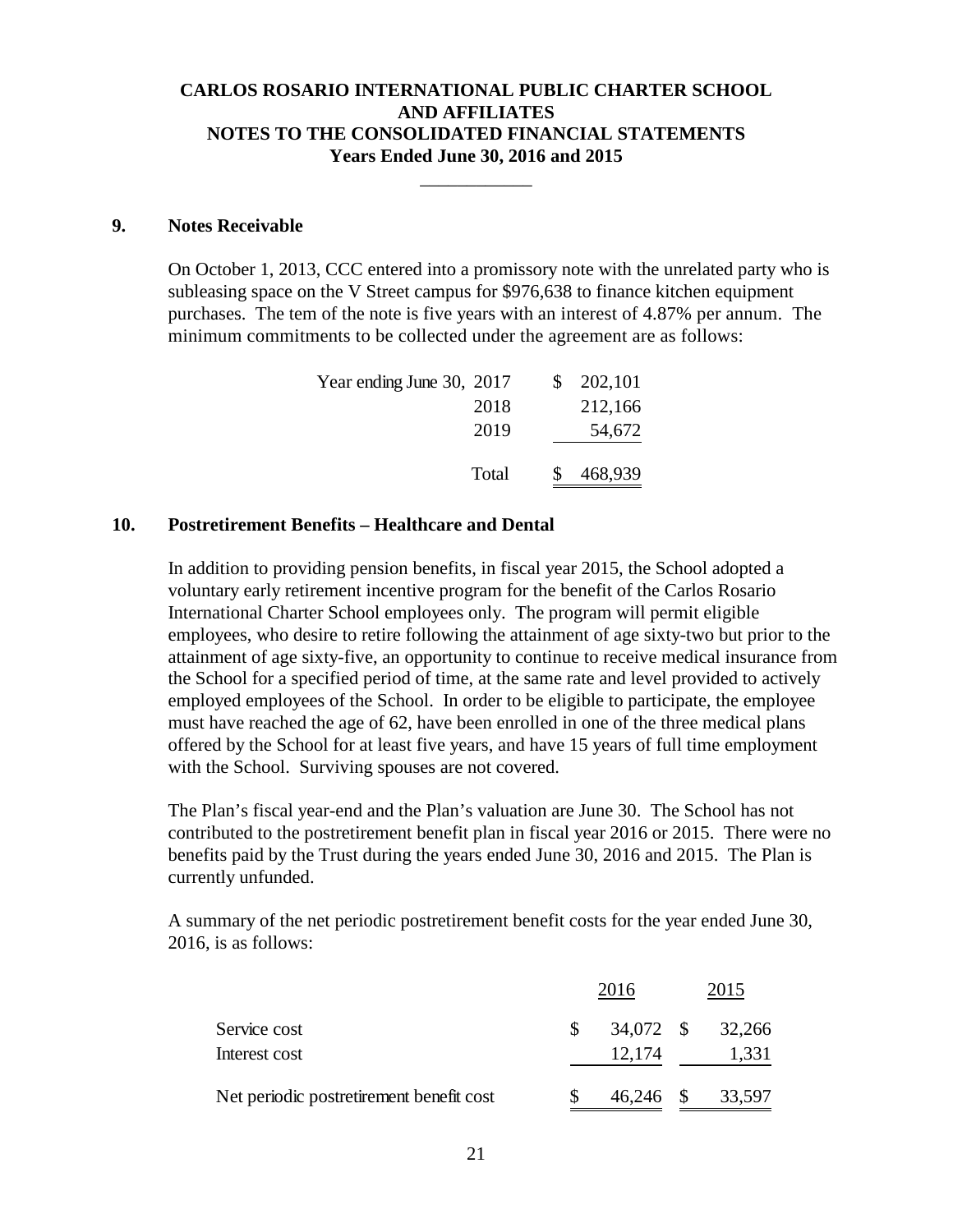# CARLOS ROSARIO INTERNATIONAL PUBLIC CHARTER SCHOOL AND AFFILIATES
# NOTES TO THE CONSOLIDATED FINANCIAL STATEMENTS
# Years Ended June 30, 2016 and 2015

## 9. Notes Receivable

On October 1, 2013, CCC entered into a promissory note with the unrelated party who is subleasing space on the V Street campus for $976,638 to finance kitchen equipment purchases. The tem of the note is five years with an interest of 4.87% per annum. The minimum commitments to be collected under the agreement are as follows:

| | | |
|---|---|---|
| Year ending June 30, | 2017 | $ 202,101 |
| | 2018 | 212,166 |
| | 2019 | 54,672 |
| | Total | $ 468,939 |

## 10. Postretirement Benefits – Healthcare and Dental

In addition to providing pension benefits, in fiscal year 2015, the School adopted a voluntary early retirement incentive program for the benefit of the Carlos Rosario International Charter School employees only. The program will permit eligible employees, who desire to retire following the attainment of age sixty-two but prior to the attainment of age sixty-five, an opportunity to continue to receive medical insurance from the School for a specified period of time, at the same rate and level provided to actively employed employees of the School. In order to be eligible to participate, the employee must have reached the age of 62, have been enrolled in one of the three medical plans offered by the School for at least five years, and have 15 years of full time employment with the School. Surviving spouses are not covered.

The Plan's fiscal year-end and the Plan's valuation are June 30. The School has not contributed to the postretirement benefit plan in fiscal year 2016 or 2015. There were no benefits paid by the Trust during the years ended June 30, 2016 and 2015. The Plan is currently unfunded.

A summary of the net periodic postretirement benefit costs for the year ended June 30, 2016, is as follows:

| | 2016 | 2015 |
|---|---|---|
| Service cost | $ 34,072 | $ 32,266 |
| Interest cost | 12,174 | 1,331 |
| Net periodic postretirement benefit cost | $ 46,246 | $ 33,597 |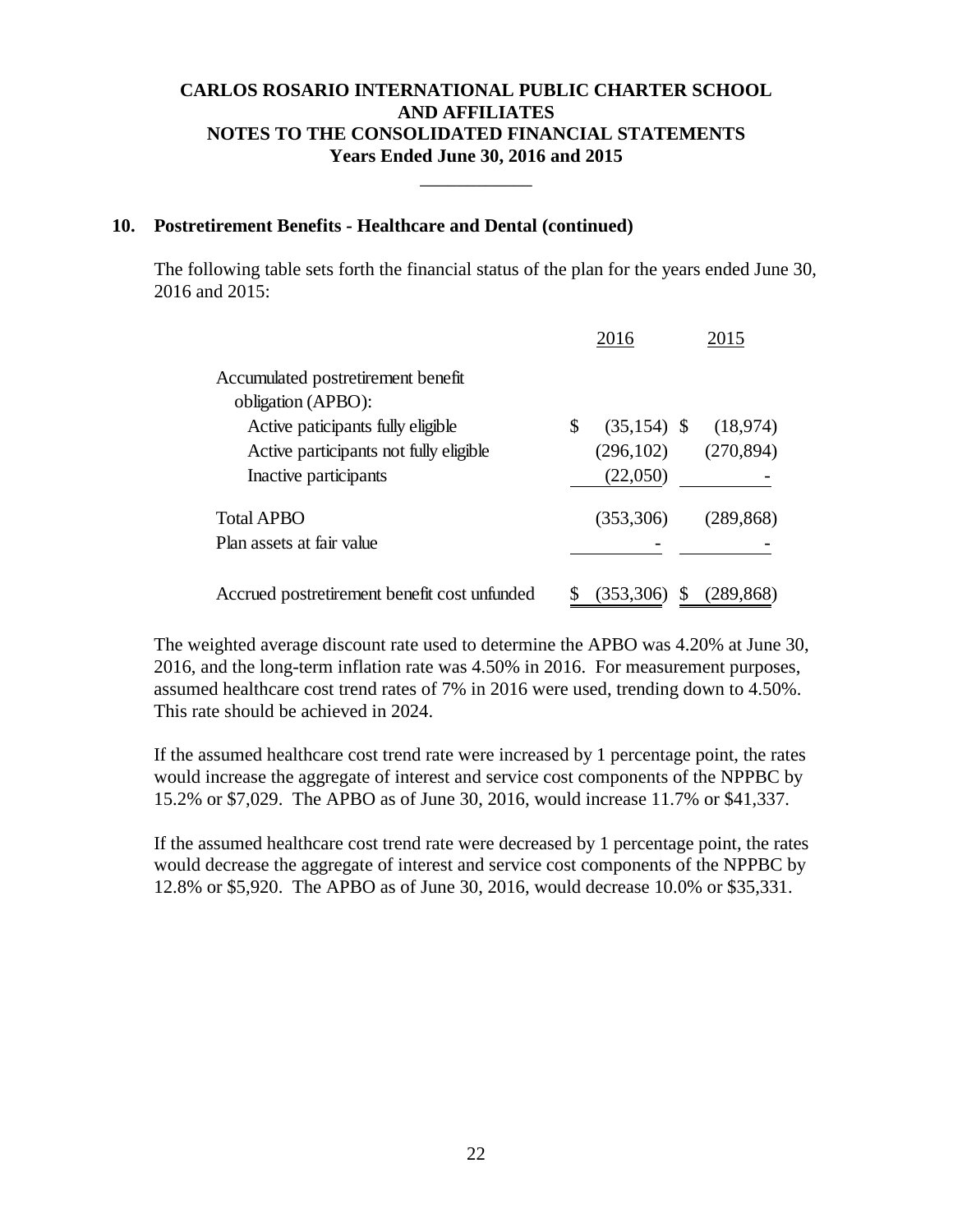## 10. Postretirement Benefits - Healthcare and Dental (continued)

The following table sets forth the financial status of the plan for the years ended June 30, 2016 and 2015:

| | 2016 | 2015 |
|---|---|---|
| Accumulated postretirement benefit obligation (APBO): | | |
| Active paticipants fully eligible | $ (35,154) | $ (18,974) |
| Active participants not fully eligible | (296,102) | (270,894) |
| Inactive participants | (22,050) | - |
| Total APBO | (353,306) | (289,868) |
| Plan assets at fair value | - | - |
| Accrued postretirement benefit cost unfunded | $ (353,306) | $ (289,868) |

The weighted average discount rate used to determine the APBO was 4.20% at June 30, 2016, and the long-term inflation rate was 4.50% in 2016. For measurement purposes, assumed healthcare cost trend rates of 7% in 2016 were used, trending down to 4.50%. This rate should be achieved in 2024.

If the assumed healthcare cost trend rate were increased by 1 percentage point, the rates would increase the aggregate of interest and service cost components of the NPPBC by 15.2% or $7,029. The APBO as of June 30, 2016, would increase 11.7% or $41,337.

If the assumed healthcare cost trend rate were decreased by 1 percentage point, the rates would decrease the aggregate of interest and service cost components of the NPPBC by 12.8% or $5,920. The APBO as of June 30, 2016, would decrease 10.0% or $35,331.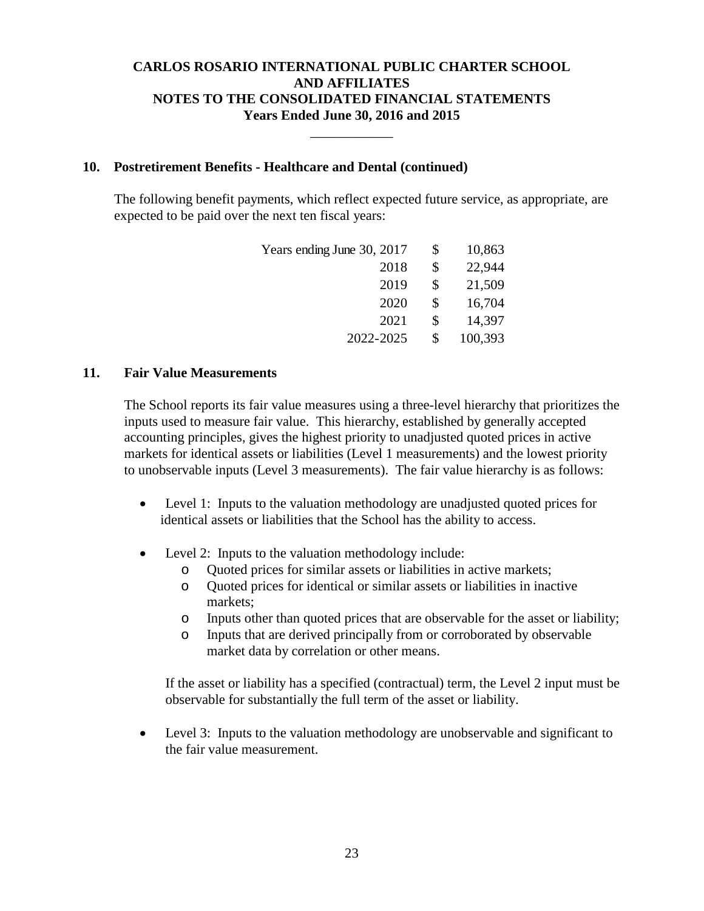## 10. Postretirement Benefits - Healthcare and Dental (continued)

The following benefit payments, which reflect expected future service, as appropriate, are expected to be paid over the next ten fiscal years:

| | | |
|---:|---|---:|
| Years ending June 30, 2017 | $ | 10,863 |
| 2018 | $ | 22,944 |
| 2019 | $ | 21,509 |
| 2020 | $ | 16,704 |
| 2021 | $ | 14,397 |
| 2022-2025 | $ | 100,393 |

## 11. Fair Value Measurements

The School reports its fair value measures using a three-level hierarchy that prioritizes the inputs used to measure fair value. This hierarchy, established by generally accepted accounting principles, gives the highest priority to unadjusted quoted prices in active markets for identical assets or liabilities (Level 1 measurements) and the lowest priority to unobservable inputs (Level 3 measurements). The fair value hierarchy is as follows:

- Level 1: Inputs to the valuation methodology are unadjusted quoted prices for identical assets or liabilities that the School has the ability to access.

- Level 2: Inputs to the valuation methodology include:
  - Quoted prices for similar assets or liabilities in active markets;
  - Quoted prices for identical or similar assets or liabilities in inactive markets;
  - Inputs other than quoted prices that are observable for the asset or liability;
  - Inputs that are derived principally from or corroborated by observable market data by correlation or other means.

  If the asset or liability has a specified (contractual) term, the Level 2 input must be observable for substantially the full term of the asset or liability.

- Level 3: Inputs to the valuation methodology are unobservable and significant to the fair value measurement.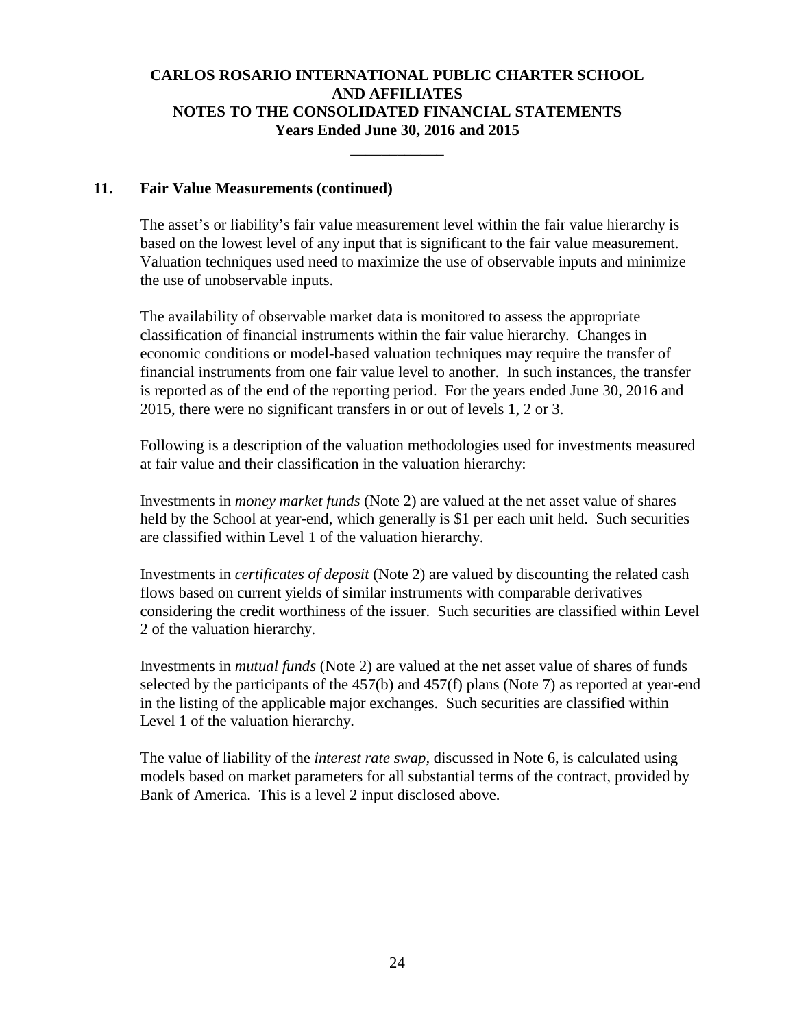## 11. Fair Value Measurements (continued)

The asset's or liability's fair value measurement level within the fair value hierarchy is based on the lowest level of any input that is significant to the fair value measurement. Valuation techniques used need to maximize the use of observable inputs and minimize the use of unobservable inputs.

The availability of observable market data is monitored to assess the appropriate classification of financial instruments within the fair value hierarchy. Changes in economic conditions or model-based valuation techniques may require the transfer of financial instruments from one fair value level to another. In such instances, the transfer is reported as of the end of the reporting period. For the years ended June 30, 2016 and 2015, there were no significant transfers in or out of levels 1, 2 or 3.

Following is a description of the valuation methodologies used for investments measured at fair value and their classification in the valuation hierarchy:

Investments in *money market funds* (Note 2) are valued at the net asset value of shares held by the School at year-end, which generally is $1 per each unit held. Such securities are classified within Level 1 of the valuation hierarchy.

Investments in *certificates of deposit* (Note 2) are valued by discounting the related cash flows based on current yields of similar instruments with comparable derivatives considering the credit worthiness of the issuer. Such securities are classified within Level 2 of the valuation hierarchy.

Investments in *mutual funds* (Note 2) are valued at the net asset value of shares of funds selected by the participants of the 457(b) and 457(f) plans (Note 7) as reported at year-end in the listing of the applicable major exchanges. Such securities are classified within Level 1 of the valuation hierarchy.

The value of liability of the *interest rate swap,* discussed in Note 6, is calculated using models based on market parameters for all substantial terms of the contract, provided by Bank of America. This is a level 2 input disclosed above.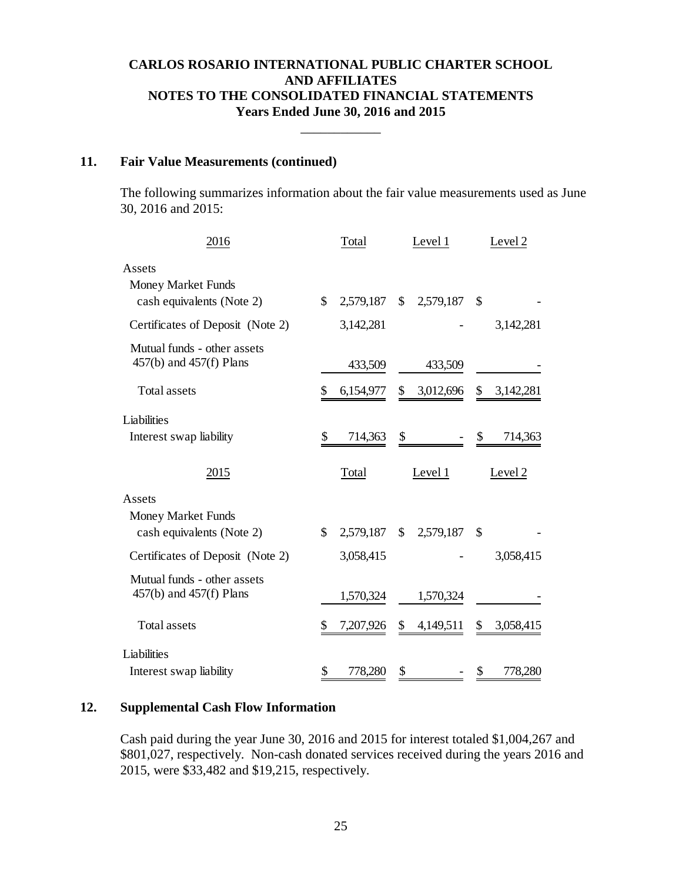**CARLOS ROSARIO INTERNATIONAL PUBLIC CHARTER SCHOOL AND AFFILIATES**
**NOTES TO THE CONSOLIDATED FINANCIAL STATEMENTS**
**Years Ended June 30, 2016 and 2015**

## 11. Fair Value Measurements (continued)

The following summarizes information about the fair value measurements used as June 30, 2016 and 2015:

| 2016 | Total | Level 1 | Level 2 |
|---|---|---|---|
| Assets | | | |
| Money Market Funds cash equivalents (Note 2) | $ 2,579,187 | $ 2,579,187 | $ - |
| Certificates of Deposit (Note 2) | 3,142,281 | - | 3,142,281 |
| Mutual funds - other assets 457(b) and 457(f) Plans | 433,509 | 433,509 | - |
| Total assets | $ 6,154,977 | $ 3,012,696 | $ 3,142,281 |
| Liabilities | | | |
| Interest swap liability | $ 714,363 | $ - | $ 714,363 |

| 2015 | Total | Level 1 | Level 2 |
|---|---|---|---|
| Assets | | | |
| Money Market Funds cash equivalents (Note 2) | $ 2,579,187 | $ 2,579,187 | $ - |
| Certificates of Deposit (Note 2) | 3,058,415 | - | 3,058,415 |
| Mutual funds - other assets 457(b) and 457(f) Plans | 1,570,324 | 1,570,324 | - |
| Total assets | $ 7,207,926 | $ 4,149,511 | $ 3,058,415 |
| Liabilities | | | |
| Interest swap liability | $ 778,280 | $ - | $ 778,280 |

## 12. Supplemental Cash Flow Information

Cash paid during the year June 30, 2016 and 2015 for interest totaled $1,004,267 and $801,027, respectively. Non-cash donated services received during the years 2016 and 2015, were $33,482 and $19,215, respectively.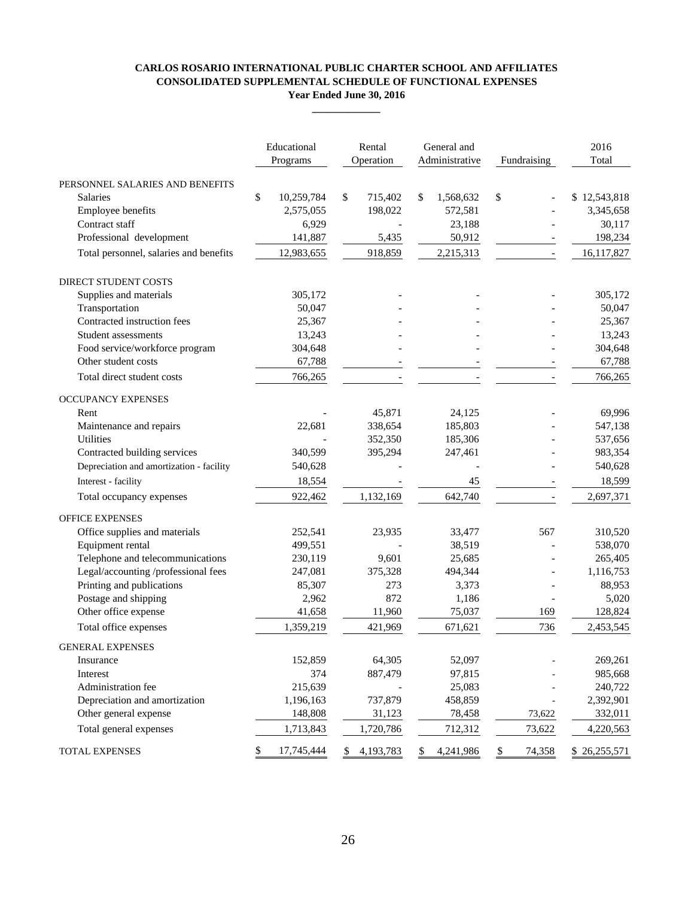**CARLOS ROSARIO INTERNATIONAL PUBLIC CHARTER SCHOOL AND AFFILIATES**
**CONSOLIDATED SUPPLEMENTAL SCHEDULE OF FUNCTIONAL EXPENSES**
**Year Ended June 30, 2016**

| | Educational Programs | Rental Operation | General and Administrative | Fundraising | 2016 Total |
|---|---|---|---|---|---|
| PERSONNEL SALARIES AND BENEFITS | | | | | |
| Salaries | $ 10,259,784 | $ 715,402 | $ 1,568,632 | $ - | $ 12,543,818 |
| Employee benefits | 2,575,055 | 198,022 | 572,581 | - | 3,345,658 |
| Contract staff | 6,929 | - | 23,188 | - | 30,117 |
| Professional development | 141,887 | 5,435 | 50,912 | - | 198,234 |
| Total personnel, salaries and benefits | 12,983,655 | 918,859 | 2,215,313 | - | 16,117,827 |
| DIRECT STUDENT COSTS | | | | | |
| Supplies and materials | 305,172 | - | - | - | 305,172 |
| Transportation | 50,047 | - | - | - | 50,047 |
| Contracted instruction fees | 25,367 | - | - | - | 25,367 |
| Student assessments | 13,243 | - | - | - | 13,243 |
| Food service/workforce program | 304,648 | - | - | - | 304,648 |
| Other student costs | 67,788 | - | - | - | 67,788 |
| Total direct student costs | 766,265 | - | - | - | 766,265 |
| OCCUPANCY EXPENSES | | | | | |
| Rent | - | 45,871 | 24,125 | - | 69,996 |
| Maintenance and repairs | 22,681 | 338,654 | 185,803 | - | 547,138 |
| Utilities | - | 352,350 | 185,306 | - | 537,656 |
| Contracted building services | 340,599 | 395,294 | 247,461 | - | 983,354 |
| Depreciation and amortization - facility | 540,628 | - | - | - | 540,628 |
| Interest - facility | 18,554 | - | 45 | - | 18,599 |
| Total occupancy expenses | 922,462 | 1,132,169 | 642,740 | - | 2,697,371 |
| OFFICE EXPENSES | | | | | |
| Office supplies and materials | 252,541 | 23,935 | 33,477 | 567 | 310,520 |
| Equipment rental | 499,551 | - | 38,519 | - | 538,070 |
| Telephone and telecommunications | 230,119 | 9,601 | 25,685 | - | 265,405 |
| Legal/accounting /professional fees | 247,081 | 375,328 | 494,344 | - | 1,116,753 |
| Printing and publications | 85,307 | 273 | 3,373 | - | 88,953 |
| Postage and shipping | 2,962 | 872 | 1,186 | - | 5,020 |
| Other office expense | 41,658 | 11,960 | 75,037 | 169 | 128,824 |
| Total office expenses | 1,359,219 | 421,969 | 671,621 | 736 | 2,453,545 |
| GENERAL EXPENSES | | | | | |
| Insurance | 152,859 | 64,305 | 52,097 | - | 269,261 |
| Interest | 374 | 887,479 | 97,815 | - | 985,668 |
| Administration fee | 215,639 | - | 25,083 | - | 240,722 |
| Depreciation and amortization | 1,196,163 | 737,879 | 458,859 | - | 2,392,901 |
| Other general expense | 148,808 | 31,123 | 78,458 | 73,622 | 332,011 |
| Total general expenses | 1,713,843 | 1,720,786 | 712,312 | 73,622 | 4,220,563 |
| TOTAL EXPENSES | $ 17,745,444 | $ 4,193,783 | $ 4,241,986 | $ 74,358 | $ 26,255,571 |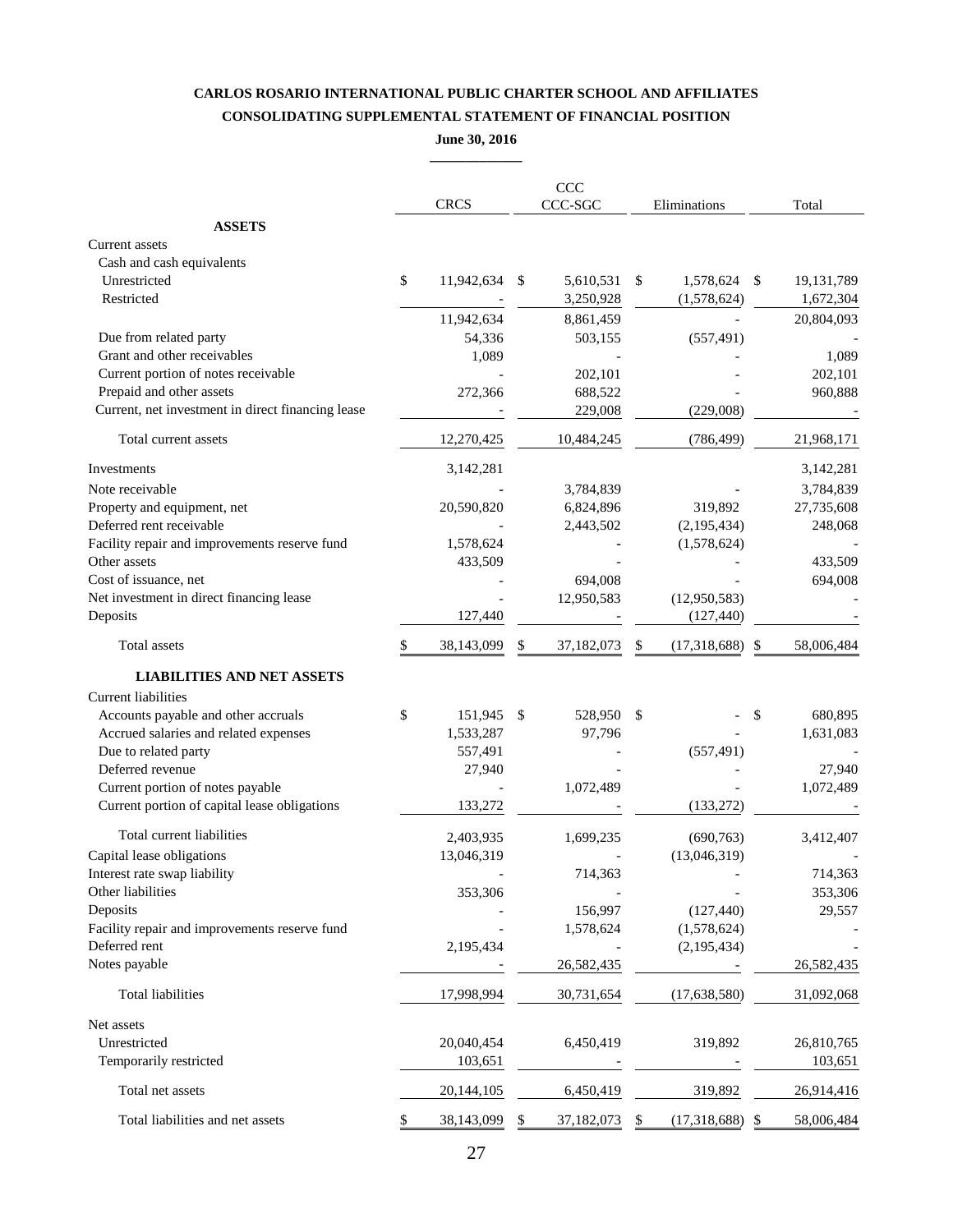**CARLOS ROSARIO INTERNATIONAL PUBLIC CHARTER SCHOOL AND AFFILIATES**

**CONSOLIDATING SUPPLEMENTAL STATEMENT OF FINANCIAL POSITION**

**June 30, 2016**

| | CRCS | CCC CCC-SGC | Eliminations | Total |
|---|---|---|---|---|
| **ASSETS** | | | | |
| Current assets | | | | |
| Cash and cash equivalents | | | | |
| Unrestricted | $ 11,942,634 | $ 5,610,531 | $ 1,578,624 | $ 19,131,789 |
| Restricted | - | 3,250,928 | (1,578,624) | 1,672,304 |
| | 11,942,634 | 8,861,459 | - | 20,804,093 |
| Due from related party | 54,336 | 503,155 | (557,491) | - |
| Grant and other receivables | 1,089 | - | - | 1,089 |
| Current portion of notes receivable | - | 202,101 | - | 202,101 |
| Prepaid and other assets | 272,366 | 688,522 | - | 960,888 |
| Current, net investment in direct financing lease | - | 229,008 | (229,008) | - |
| Total current assets | 12,270,425 | 10,484,245 | (786,499) | 21,968,171 |
| Investments | 3,142,281 | | | 3,142,281 |
| Note receivable | - | 3,784,839 | - | 3,784,839 |
| Property and equipment, net | 20,590,820 | 6,824,896 | 319,892 | 27,735,608 |
| Deferred rent receivable | - | 2,443,502 | (2,195,434) | 248,068 |
| Facility repair and improvements reserve fund | 1,578,624 | - | (1,578,624) | - |
| Other assets | 433,509 | - | - | 433,509 |
| Cost of issuance, net | - | 694,008 | - | 694,008 |
| Net investment in direct financing lease | - | 12,950,583 | (12,950,583) | - |
| Deposits | 127,440 | - | (127,440) | - |
| Total assets | $ 38,143,099 | $ 37,182,073 | $ (17,318,688) | $ 58,006,484 |
| **LIABILITIES AND NET ASSETS** | | | | |
| Current liabilities | | | | |
| Accounts payable and other accruals | $ 151,945 | $ 528,950 | $ - | $ 680,895 |
| Accrued salaries and related expenses | 1,533,287 | 97,796 | - | 1,631,083 |
| Due to related party | 557,491 | - | (557,491) | - |
| Deferred revenue | 27,940 | - | - | 27,940 |
| Current portion of notes payable | - | 1,072,489 | - | 1,072,489 |
| Current portion of capital lease obligations | 133,272 | - | (133,272) | - |
| Total current liabilities | 2,403,935 | 1,699,235 | (690,763) | 3,412,407 |
| Capital lease obligations | 13,046,319 | - | (13,046,319) | - |
| Interest rate swap liability | - | 714,363 | - | 714,363 |
| Other liabilities | 353,306 | - | - | 353,306 |
| Deposits | - | 156,997 | (127,440) | 29,557 |
| Facility repair and improvements reserve fund | - | 1,578,624 | (1,578,624) | - |
| Deferred rent | 2,195,434 | - | (2,195,434) | - |
| Notes payable | - | 26,582,435 | - | 26,582,435 |
| Total liabilities | 17,998,994 | 30,731,654 | (17,638,580) | 31,092,068 |
| Net assets | | | | |
| Unrestricted | 20,040,454 | 6,450,419 | 319,892 | 26,810,765 |
| Temporarily restricted | 103,651 | - | - | 103,651 |
| Total net assets | 20,144,105 | 6,450,419 | 319,892 | 26,914,416 |
| Total liabilities and net assets | $ 38,143,099 | $ 37,182,073 | $ (17,318,688) | $ 58,006,484 |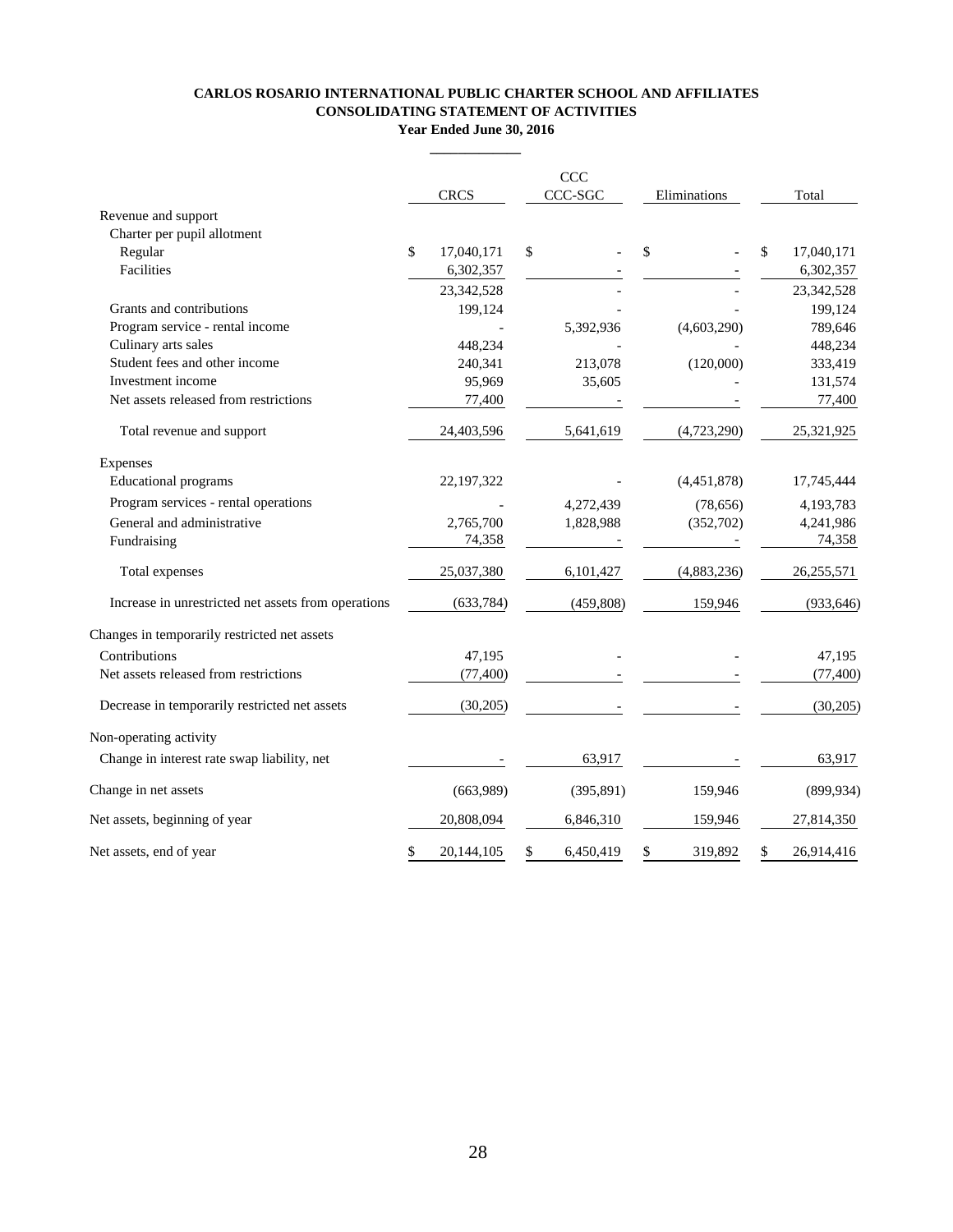**CARLOS ROSARIO INTERNATIONAL PUBLIC CHARTER SCHOOL AND AFFILIATES**
**CONSOLIDATING STATEMENT OF ACTIVITIES**
**Year Ended June 30, 2016**

| | CRCS | CCC CCC-SGC | Eliminations | Total |
|---|---|---|---|---|
| Revenue and support | | | | |
| Charter per pupil allotment | | | | |
| Regular | $ 17,040,171 | $ - | $ - | $ 17,040,171 |
| Facilities | 6,302,357 | - | - | 6,302,357 |
| | 23,342,528 | - | - | 23,342,528 |
| Grants and contributions | 199,124 | - | - | 199,124 |
| Program service - rental income | - | 5,392,936 | (4,603,290) | 789,646 |
| Culinary arts sales | 448,234 | - | - | 448,234 |
| Student fees and other income | 240,341 | 213,078 | (120,000) | 333,419 |
| Investment income | 95,969 | 35,605 | - | 131,574 |
| Net assets released from restrictions | 77,400 | - | - | 77,400 |
| Total revenue and support | 24,403,596 | 5,641,619 | (4,723,290) | 25,321,925 |
| Expenses | | | | |
| Educational programs | 22,197,322 | - | (4,451,878) | 17,745,444 |
| Program services - rental operations | - | 4,272,439 | (78,656) | 4,193,783 |
| General and administrative | 2,765,700 | 1,828,988 | (352,702) | 4,241,986 |
| Fundraising | 74,358 | - | - | 74,358 |
| Total expenses | 25,037,380 | 6,101,427 | (4,883,236) | 26,255,571 |
| Increase in unrestricted net assets from operations | (633,784) | (459,808) | 159,946 | (933,646) |
| Changes in temporarily restricted net assets | | | | |
| Contributions | 47,195 | - | - | 47,195 |
| Net assets released from restrictions | (77,400) | - | - | (77,400) |
| Decrease in temporarily restricted net assets | (30,205) | - | - | (30,205) |
| Non-operating activity | | | | |
| Change in interest rate swap liability, net | - | 63,917 | - | 63,917 |
| Change in net assets | (663,989) | (395,891) | 159,946 | (899,934) |
| Net assets, beginning of year | 20,808,094 | 6,846,310 | 159,946 | 27,814,350 |
| Net assets, end of year | $ 20,144,105 | $ 6,450,419 | $ 319,892 | $ 26,914,416 |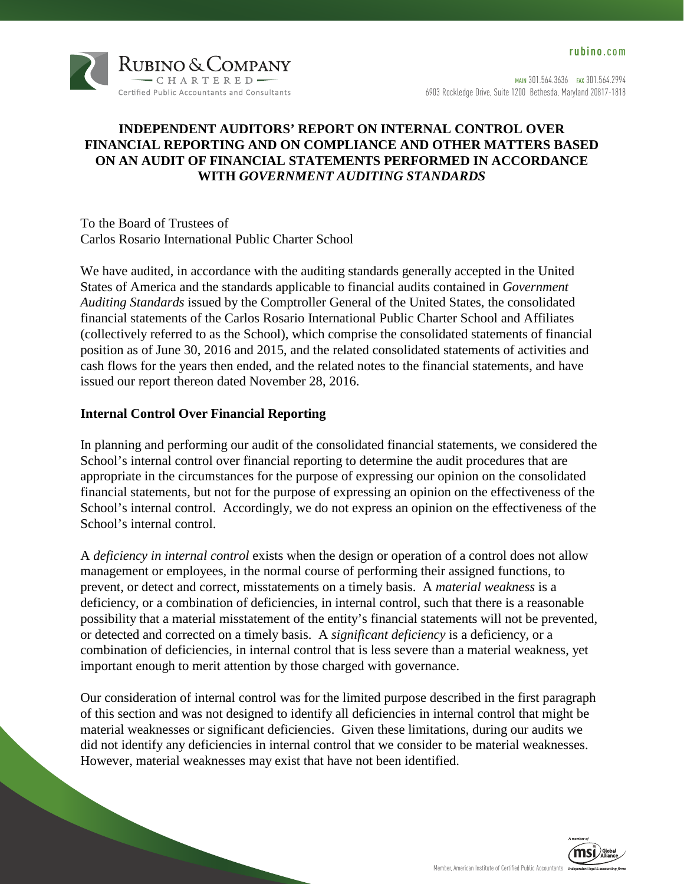# INDEPENDENT AUDITORS' REPORT ON INTERNAL CONTROL OVER FINANCIAL REPORTING AND ON COMPLIANCE AND OTHER MATTERS BASED ON AN AUDIT OF FINANCIAL STATEMENTS PERFORMED IN ACCORDANCE WITH *GOVERNMENT AUDITING STANDARDS*

To the Board of Trustees of
Carlos Rosario International Public Charter School

We have audited, in accordance with the auditing standards generally accepted in the United States of America and the standards applicable to financial audits contained in *Government Auditing Standards* issued by the Comptroller General of the United States, the consolidated financial statements of the Carlos Rosario International Public Charter School and Affiliates (collectively referred to as the School), which comprise the consolidated statements of financial position as of June 30, 2016 and 2015, and the related consolidated statements of activities and cash flows for the years then ended, and the related notes to the financial statements, and have issued our report thereon dated November 28, 2016.

## Internal Control Over Financial Reporting

In planning and performing our audit of the consolidated financial statements, we considered the School's internal control over financial reporting to determine the audit procedures that are appropriate in the circumstances for the purpose of expressing our opinion on the consolidated financial statements, but not for the purpose of expressing an opinion on the effectiveness of the School's internal control. Accordingly, we do not express an opinion on the effectiveness of the School's internal control.

A *deficiency in internal control* exists when the design or operation of a control does not allow management or employees, in the normal course of performing their assigned functions, to prevent, or detect and correct, misstatements on a timely basis. A *material weakness* is a deficiency, or a combination of deficiencies, in internal control, such that there is a reasonable possibility that a material misstatement of the entity's financial statements will not be prevented, or detected and corrected on a timely basis. A *significant deficiency* is a deficiency, or a combination of deficiencies, in internal control that is less severe than a material weakness, yet important enough to merit attention by those charged with governance.

Our consideration of internal control was for the limited purpose described in the first paragraph of this section and was not designed to identify all deficiencies in internal control that might be material weaknesses or significant deficiencies. Given these limitations, during our audits we did not identify any deficiencies in internal control that we consider to be material weaknesses. However, material weaknesses may exist that have not been identified.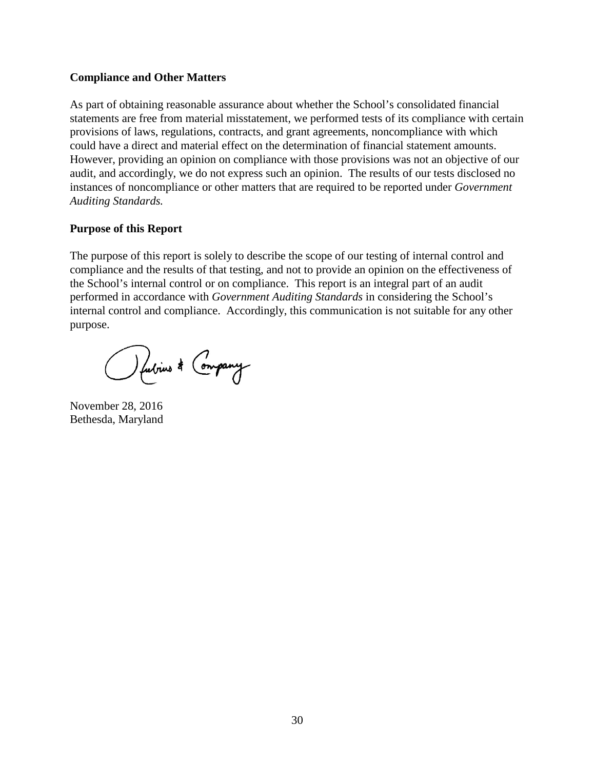**Compliance and Other Matters**

As part of obtaining reasonable assurance about whether the School's consolidated financial statements are free from material misstatement, we performed tests of its compliance with certain provisions of laws, regulations, contracts, and grant agreements, noncompliance with which could have a direct and material effect on the determination of financial statement amounts. However, providing an opinion on compliance with those provisions was not an objective of our audit, and accordingly, we do not express such an opinion. The results of our tests disclosed no instances of noncompliance or other matters that are required to be reported under *Government Auditing Standards.*

**Purpose of this Report**

The purpose of this report is solely to describe the scope of our testing of internal control and compliance and the results of that testing, and not to provide an opinion on the effectiveness of the School's internal control or on compliance. This report is an integral part of an audit performed in accordance with *Government Auditing Standards* in considering the School's internal control and compliance. Accordingly, this communication is not suitable for any other purpose.

Rubino & Company

November 28, 2016
Bethesda, Maryland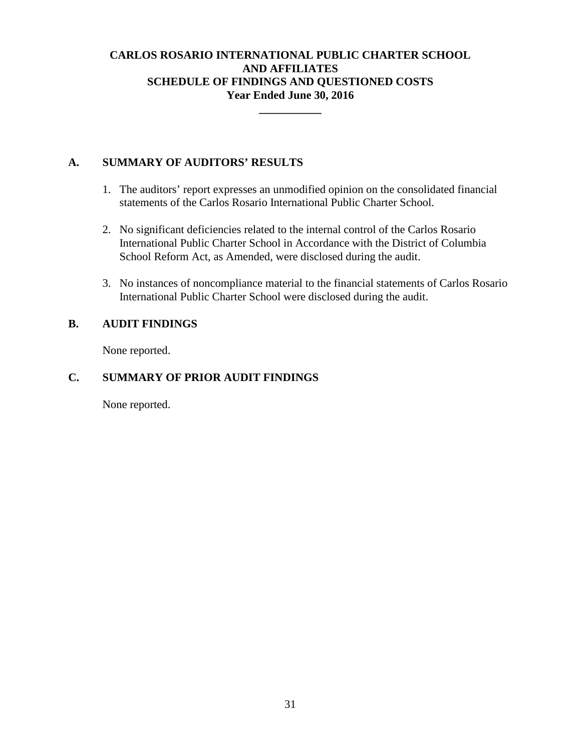# CARLOS ROSARIO INTERNATIONAL PUBLIC CHARTER SCHOOL AND AFFILIATES
# SCHEDULE OF FINDINGS AND QUESTIONED COSTS
# Year Ended June 30, 2016

## A. SUMMARY OF AUDITORS' RESULTS

1. The auditors' report expresses an unmodified opinion on the consolidated financial statements of the Carlos Rosario International Public Charter School.

2. No significant deficiencies related to the internal control of the Carlos Rosario International Public Charter School in Accordance with the District of Columbia School Reform Act, as Amended, were disclosed during the audit.

3. No instances of noncompliance material to the financial statements of Carlos Rosario International Public Charter School were disclosed during the audit.

## B. AUDIT FINDINGS

None reported.

## C. SUMMARY OF PRIOR AUDIT FINDINGS

None reported.